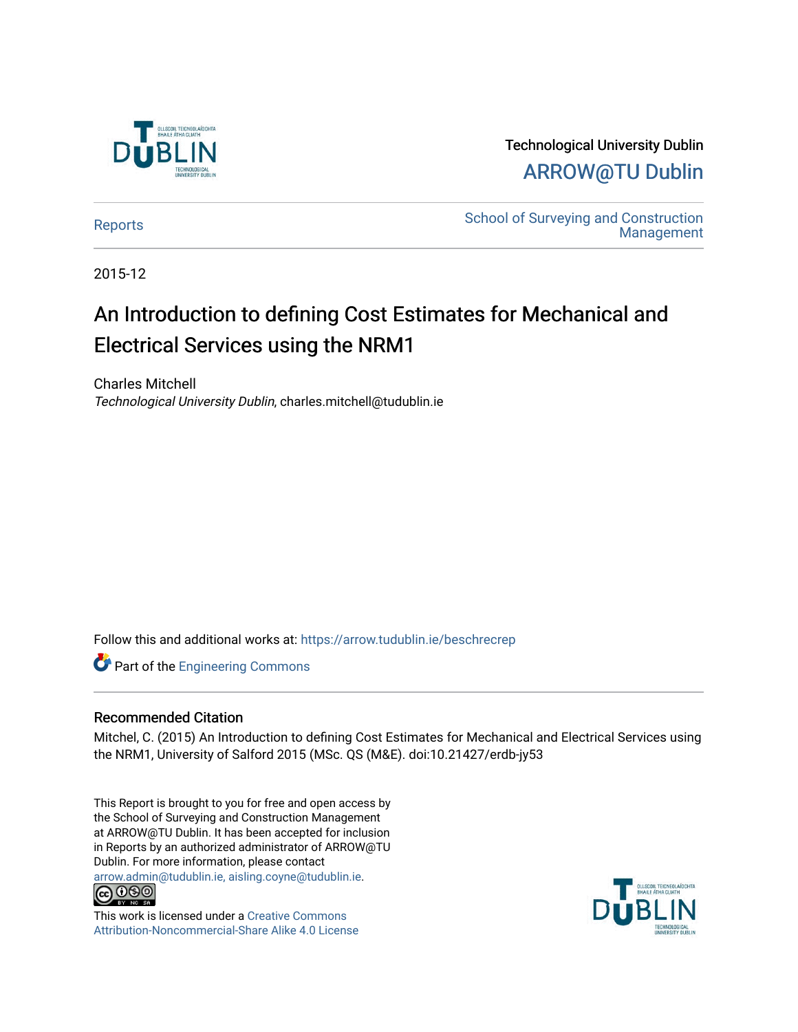Technological University Dublin

ARROW@TU Dublin

Reports

School of Surveying and Construction Management

2015-12

# An Introduction to defining Cost Estimates for Mechanical and Electrical Services using the NRM1

Charles Mitchell

*Technological University Dublin*, charles.mitchell@tudublin.ie

Follow this and additional works at: https://arrow.tudublin.ie/beschrecrep

Part of the Engineering Commons

## Recommended Citation

Mitchel, C. (2015) An Introduction to defining Cost Estimates for Mechanical and Electrical Services using the NRM1, University of Salford 2015 (MSc. QS (M&E). doi:10.21427/erdb-jy53

This Report is brought to you for free and open access by the School of Surveying and Construction Management at ARROW@TU Dublin. It has been accepted for inclusion in Reports by an authorized administrator of ARROW@TU Dublin. For more information, please contact arrow.admin@tudublin.ie, aisling.coyne@tudublin.ie.

This work is licensed under a Creative Commons Attribution-Noncommercial-Share Alike 4.0 License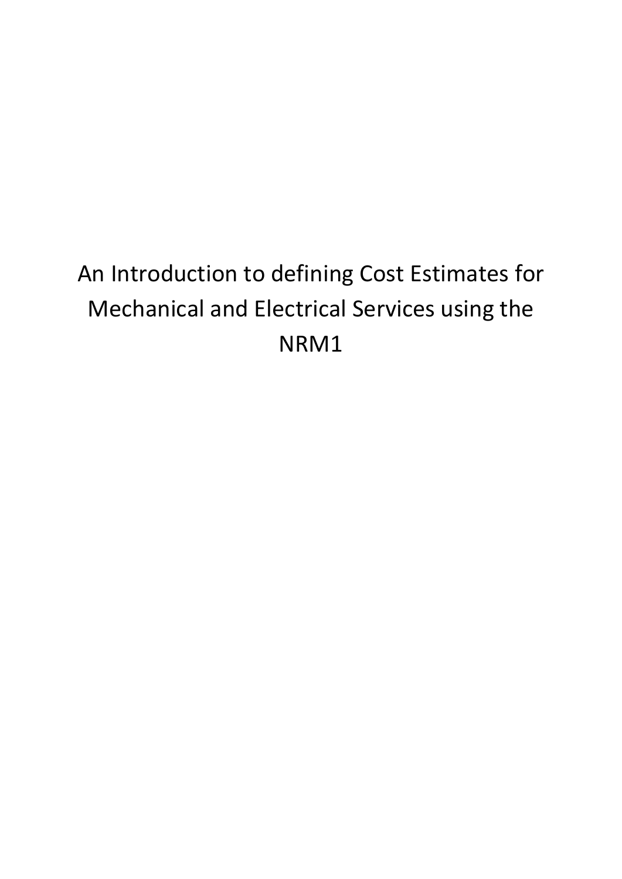# An Introduction to defining Cost Estimates for Mechanical and Electrical Services using the NRM1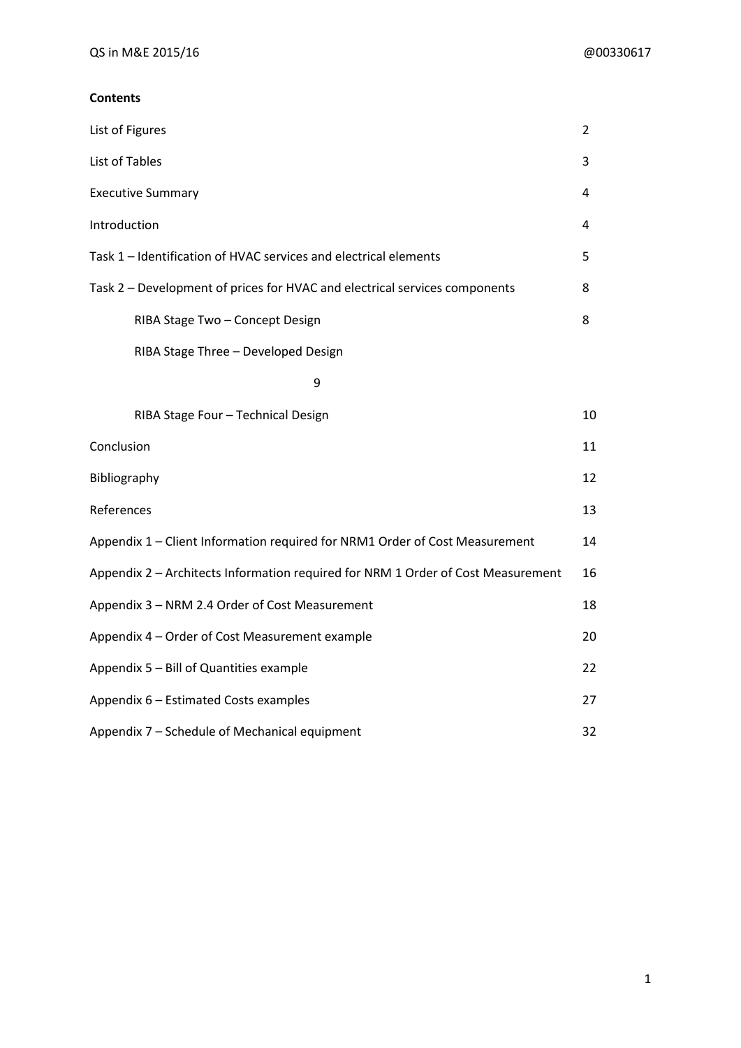**Contents**

| | |
|---|---|
| List of Figures | 2 |
| List of Tables | 3 |
| Executive Summary | 4 |
| Introduction | 4 |
| Task 1 – Identification of HVAC services and electrical elements | 5 |
| Task 2 – Development of prices for HVAC and electrical services components | 8 |
| RIBA Stage Two – Concept Design | 8 |
| RIBA Stage Three – Developed Design | 9 |
| RIBA Stage Four – Technical Design | 10 |
| Conclusion | 11 |
| Bibliography | 12 |
| References | 13 |
| Appendix 1 – Client Information required for NRM1 Order of Cost Measurement | 14 |
| Appendix 2 – Architects Information required for NRM 1 Order of Cost Measurement | 16 |
| Appendix 3 – NRM 2.4 Order of Cost Measurement | 18 |
| Appendix 4 – Order of Cost Measurement example | 20 |
| Appendix 5 – Bill of Quantities example | 22 |
| Appendix 6 – Estimated Costs examples | 27 |
| Appendix 7 – Schedule of Mechanical equipment | 32 |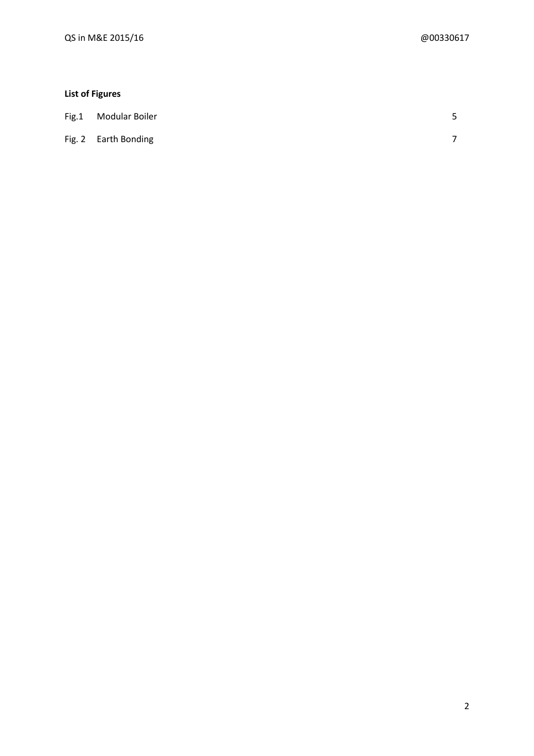**List of Figures**

| | | |
|---|---|---|
| Fig.1 | Modular Boiler | 5 |
| Fig. 2 | Earth Bonding | 7 |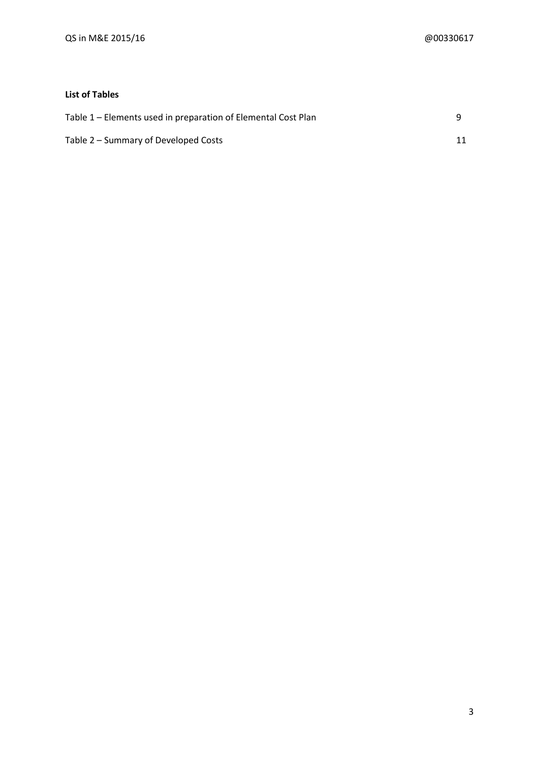**List of Tables**

Table 1 – Elements used in preparation of Elemental Cost Plan 9

Table 2 – Summary of Developed Costs 11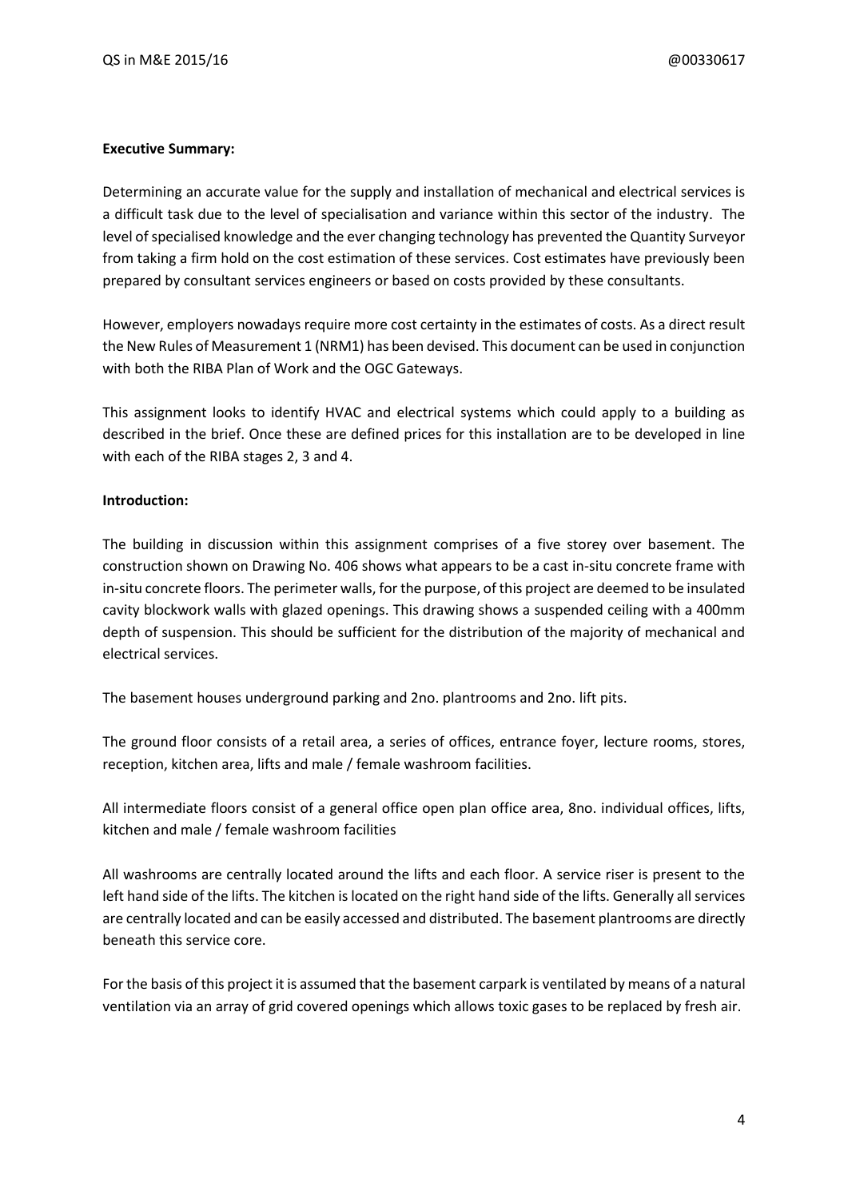**Executive Summary:**

Determining an accurate value for the supply and installation of mechanical and electrical services is a difficult task due to the level of specialisation and variance within this sector of the industry. The level of specialised knowledge and the ever changing technology has prevented the Quantity Surveyor from taking a firm hold on the cost estimation of these services. Cost estimates have previously been prepared by consultant services engineers or based on costs provided by these consultants.

However, employers nowadays require more cost certainty in the estimates of costs. As a direct result the New Rules of Measurement 1 (NRM1) has been devised. This document can be used in conjunction with both the RIBA Plan of Work and the OGC Gateways.

This assignment looks to identify HVAC and electrical systems which could apply to a building as described in the brief. Once these are defined prices for this installation are to be developed in line with each of the RIBA stages 2, 3 and 4.

**Introduction:**

The building in discussion within this assignment comprises of a five storey over basement. The construction shown on Drawing No. 406 shows what appears to be a cast in-situ concrete frame with in-situ concrete floors. The perimeter walls, for the purpose, of this project are deemed to be insulated cavity blockwork walls with glazed openings. This drawing shows a suspended ceiling with a 400mm depth of suspension. This should be sufficient for the distribution of the majority of mechanical and electrical services.

The basement houses underground parking and 2no. plantrooms and 2no. lift pits.

The ground floor consists of a retail area, a series of offices, entrance foyer, lecture rooms, stores, reception, kitchen area, lifts and male / female washroom facilities.

All intermediate floors consist of a general office open plan office area, 8no. individual offices, lifts, kitchen and male / female washroom facilities

All washrooms are centrally located around the lifts and each floor. A service riser is present to the left hand side of the lifts. The kitchen is located on the right hand side of the lifts. Generally all services are centrally located and can be easily accessed and distributed. The basement plantrooms are directly beneath this service core.

For the basis of this project it is assumed that the basement carpark is ventilated by means of a natural ventilation via an array of grid covered openings which allows toxic gases to be replaced by fresh air.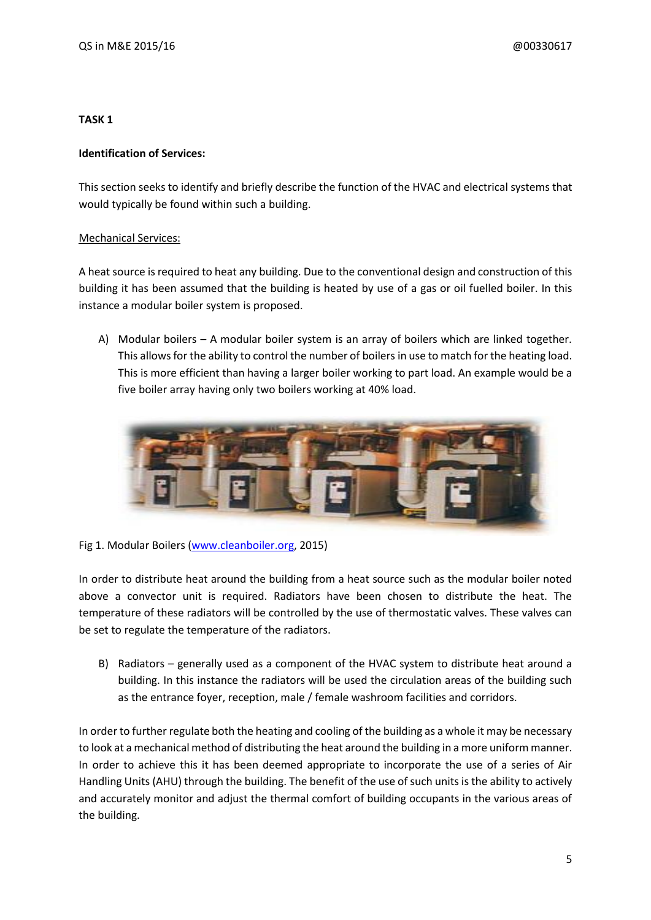**TASK 1**

**Identification of Services:**

This section seeks to identify and briefly describe the function of the HVAC and electrical systems that would typically be found within such a building.

Mechanical Services:

A heat source is required to heat any building. Due to the conventional design and construction of this building it has been assumed that the building is heated by use of a gas or oil fuelled boiler. In this instance a modular boiler system is proposed.

A) Modular boilers – A modular boiler system is an array of boilers which are linked together. This allows for the ability to control the number of boilers in use to match for the heating load. This is more efficient than having a larger boiler working to part load. An example would be a five boiler array having only two boilers working at 40% load.

Fig 1. Modular Boilers (www.cleanboiler.org, 2015)

In order to distribute heat around the building from a heat source such as the modular boiler noted above a convector unit is required. Radiators have been chosen to distribute the heat. The temperature of these radiators will be controlled by the use of thermostatic valves. These valves can be set to regulate the temperature of the radiators.

B) Radiators – generally used as a component of the HVAC system to distribute heat around a building. In this instance the radiators will be used the circulation areas of the building such as the entrance foyer, reception, male / female washroom facilities and corridors.

In order to further regulate both the heating and cooling of the building as a whole it may be necessary to look at a mechanical method of distributing the heat around the building in a more uniform manner. In order to achieve this it has been deemed appropriate to incorporate the use of a series of Air Handling Units (AHU) through the building. The benefit of the use of such units is the ability to actively and accurately monitor and adjust the thermal comfort of building occupants in the various areas of the building.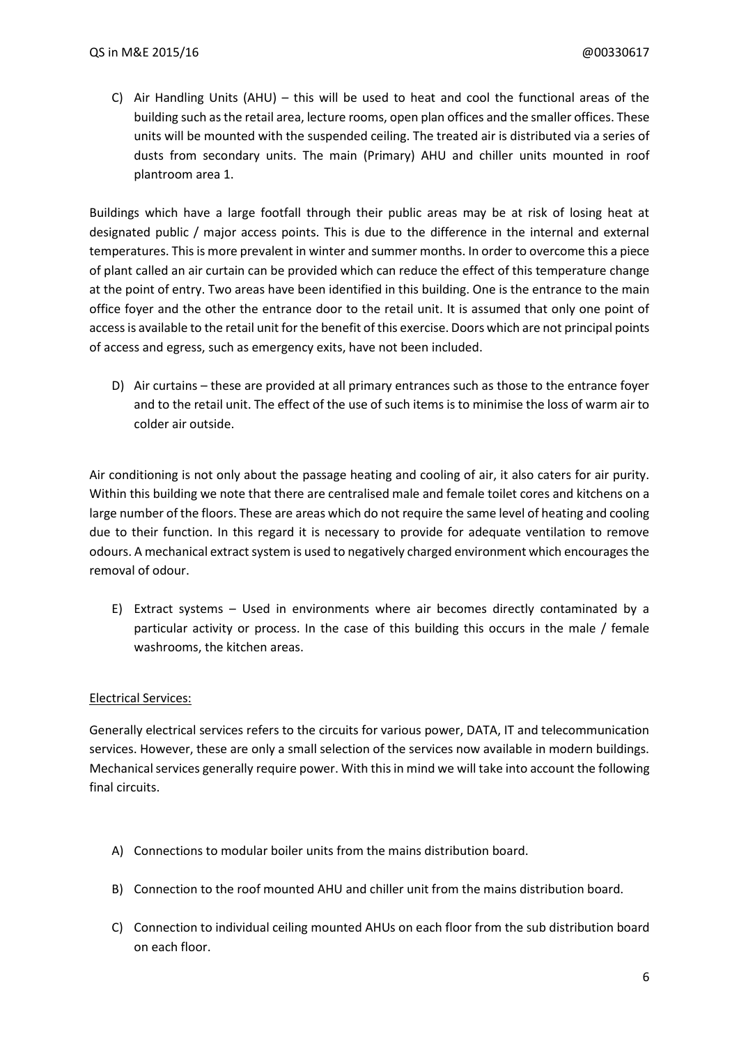C) Air Handling Units (AHU) – this will be used to heat and cool the functional areas of the building such as the retail area, lecture rooms, open plan offices and the smaller offices. These units will be mounted with the suspended ceiling. The treated air is distributed via a series of dusts from secondary units. The main (Primary) AHU and chiller units mounted in roof plantroom area 1.

Buildings which have a large footfall through their public areas may be at risk of losing heat at designated public / major access points. This is due to the difference in the internal and external temperatures. This is more prevalent in winter and summer months. In order to overcome this a piece of plant called an air curtain can be provided which can reduce the effect of this temperature change at the point of entry. Two areas have been identified in this building. One is the entrance to the main office foyer and the other the entrance door to the retail unit. It is assumed that only one point of access is available to the retail unit for the benefit of this exercise. Doors which are not principal points of access and egress, such as emergency exits, have not been included.

D) Air curtains – these are provided at all primary entrances such as those to the entrance foyer and to the retail unit. The effect of the use of such items is to minimise the loss of warm air to colder air outside.

Air conditioning is not only about the passage heating and cooling of air, it also caters for air purity. Within this building we note that there are centralised male and female toilet cores and kitchens on a large number of the floors. These are areas which do not require the same level of heating and cooling due to their function. In this regard it is necessary to provide for adequate ventilation to remove odours. A mechanical extract system is used to negatively charged environment which encourages the removal of odour.

E) Extract systems – Used in environments where air becomes directly contaminated by a particular activity or process. In the case of this building this occurs in the male / female washrooms, the kitchen areas.

<u>Electrical Services:</u>

Generally electrical services refers to the circuits for various power, DATA, IT and telecommunication services. However, these are only a small selection of the services now available in modern buildings. Mechanical services generally require power. With this in mind we will take into account the following final circuits.

A) Connections to modular boiler units from the mains distribution board.

B) Connection to the roof mounted AHU and chiller unit from the mains distribution board.

C) Connection to individual ceiling mounted AHUs on each floor from the sub distribution board on each floor.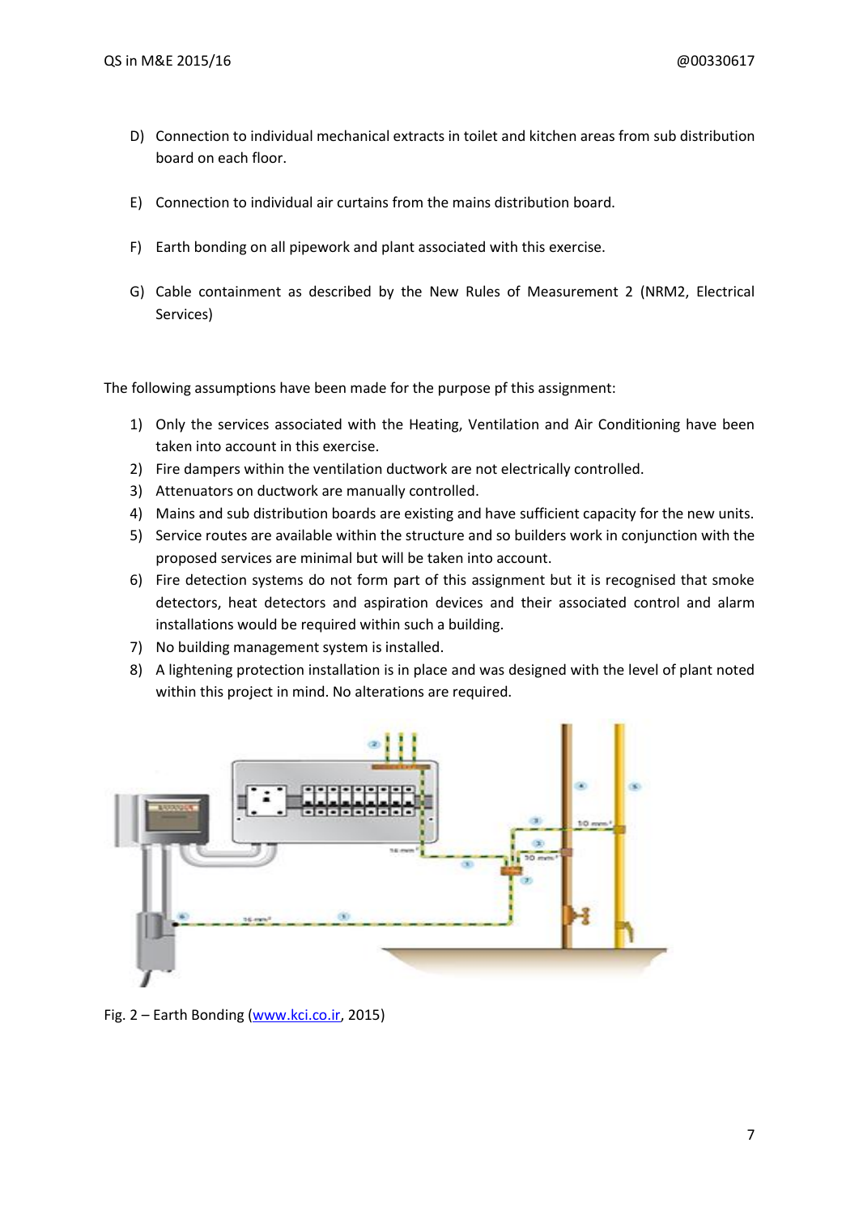D) Connection to individual mechanical extracts in toilet and kitchen areas from sub distribution board on each floor.

E) Connection to individual air curtains from the mains distribution board.

F) Earth bonding on all pipework and plant associated with this exercise.

G) Cable containment as described by the New Rules of Measurement 2 (NRM2, Electrical Services)

The following assumptions have been made for the purpose pf this assignment:

1) Only the services associated with the Heating, Ventilation and Air Conditioning have been taken into account in this exercise.
2) Fire dampers within the ventilation ductwork are not electrically controlled.
3) Attenuators on ductwork are manually controlled.
4) Mains and sub distribution boards are existing and have sufficient capacity for the new units.
5) Service routes are available within the structure and so builders work in conjunction with the proposed services are minimal but will be taken into account.
6) Fire detection systems do not form part of this assignment but it is recognised that smoke detectors, heat detectors and aspiration devices and their associated control and alarm installations would be required within such a building.
7) No building management system is installed.
8) A lightening protection installation is in place and was designed with the level of plant noted within this project in mind. No alterations are required.

Fig. 2 – Earth Bonding (www.kci.co.ir, 2015)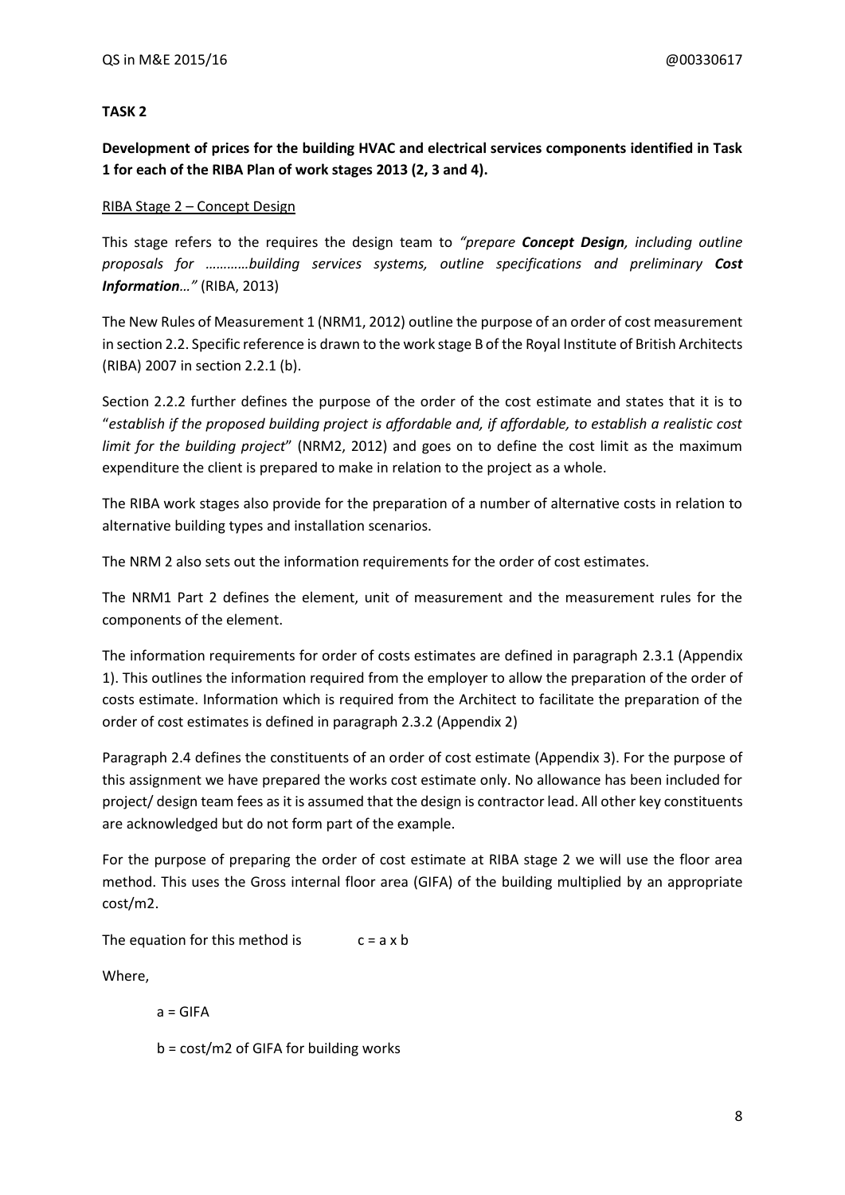**TASK 2**

**Development of prices for the building HVAC and electrical services components identified in Task 1 for each of the RIBA Plan of work stages 2013 (2, 3 and 4).**

<u>RIBA Stage 2 – Concept Design</u>

This stage refers to the requires the design team to *"prepare **Concept Design**, including outline proposals for …………building services systems, outline specifications and preliminary **Cost Information**…"* (RIBA, 2013)

The New Rules of Measurement 1 (NRM1, 2012) outline the purpose of an order of cost measurement in section 2.2. Specific reference is drawn to the work stage B of the Royal Institute of British Architects (RIBA) 2007 in section 2.2.1 (b).

Section 2.2.2 further defines the purpose of the order of the cost estimate and states that it is to "*establish if the proposed building project is affordable and, if affordable, to establish a realistic cost limit for the building project*" (NRM2, 2012) and goes on to define the cost limit as the maximum expenditure the client is prepared to make in relation to the project as a whole.

The RIBA work stages also provide for the preparation of a number of alternative costs in relation to alternative building types and installation scenarios.

The NRM 2 also sets out the information requirements for the order of cost estimates.

The NRM1 Part 2 defines the element, unit of measurement and the measurement rules for the components of the element.

The information requirements for order of costs estimates are defined in paragraph 2.3.1 (Appendix 1). This outlines the information required from the employer to allow the preparation of the order of costs estimate. Information which is required from the Architect to facilitate the preparation of the order of cost estimates is defined in paragraph 2.3.2 (Appendix 2)

Paragraph 2.4 defines the constituents of an order of cost estimate (Appendix 3). For the purpose of this assignment we have prepared the works cost estimate only. No allowance has been included for project/ design team fees as it is assumed that the design is contractor lead. All other key constituents are acknowledged but do not form part of the example.

For the purpose of preparing the order of cost estimate at RIBA stage 2 we will use the floor area method. This uses the Gross internal floor area (GIFA) of the building multiplied by an appropriate cost/m2.

The equation for this method is $c = a \times b$

Where,

$a$ = GIFA

$b$ = cost/m2 of GIFA for building works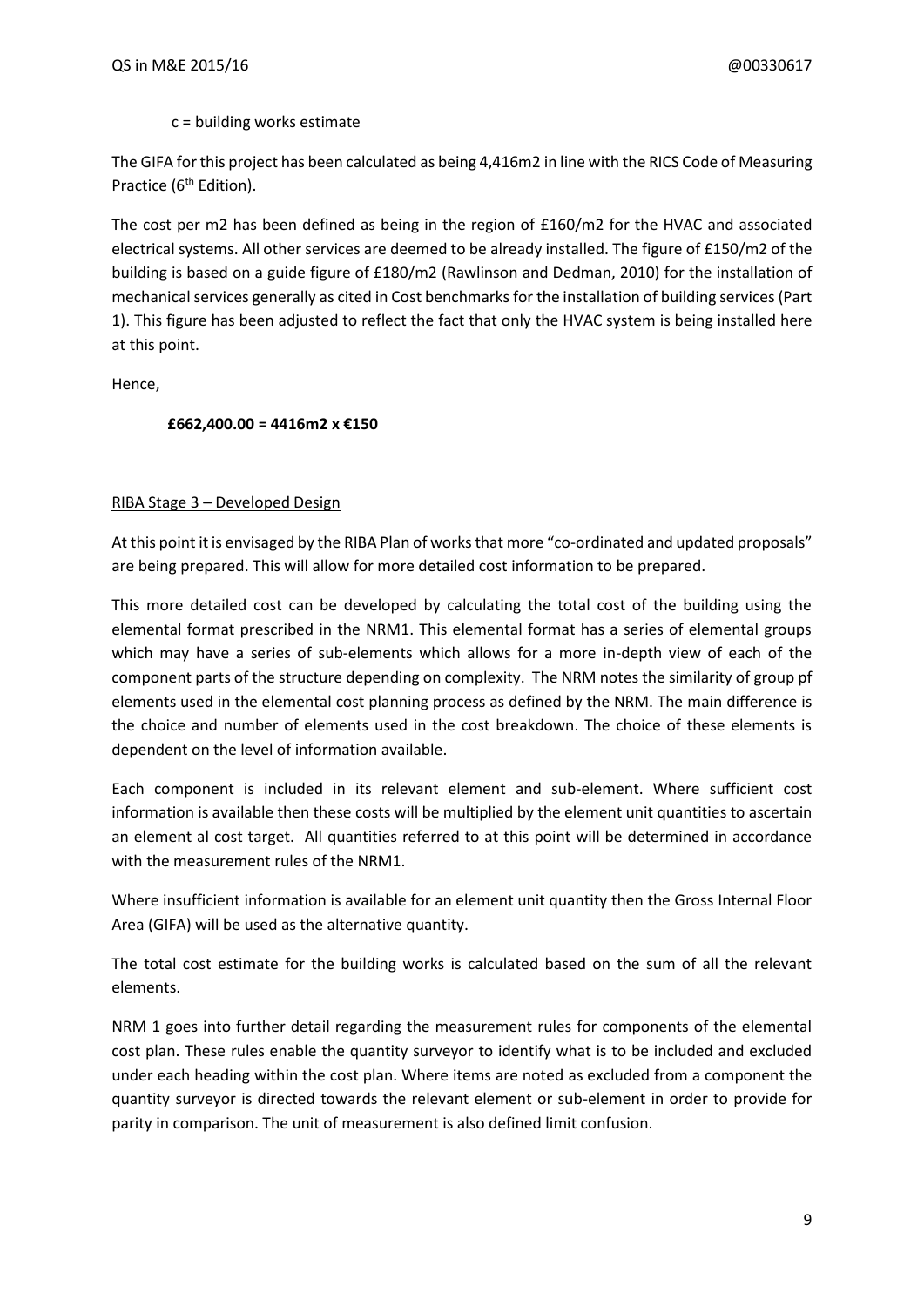c = building works estimate

The GIFA for this project has been calculated as being 4,416m2 in line with the RICS Code of Measuring Practice (6th Edition).

The cost per m2 has been defined as being in the region of £160/m2 for the HVAC and associated electrical systems. All other services are deemed to be already installed. The figure of £150/m2 of the building is based on a guide figure of £180/m2 (Rawlinson and Dedman, 2010) for the installation of mechanical services generally as cited in Cost benchmarks for the installation of building services (Part 1). This figure has been adjusted to reflect the fact that only the HVAC system is being installed here at this point.

Hence,

**£662,400.00 = 4416m2 x €150**

<u>RIBA Stage 3 – Developed Design</u>

At this point it is envisaged by the RIBA Plan of works that more "co-ordinated and updated proposals" are being prepared. This will allow for more detailed cost information to be prepared.

This more detailed cost can be developed by calculating the total cost of the building using the elemental format prescribed in the NRM1. This elemental format has a series of elemental groups which may have a series of sub-elements which allows for a more in-depth view of each of the component parts of the structure depending on complexity. The NRM notes the similarity of group pf elements used in the elemental cost planning process as defined by the NRM. The main difference is the choice and number of elements used in the cost breakdown. The choice of these elements is dependent on the level of information available.

Each component is included in its relevant element and sub-element. Where sufficient cost information is available then these costs will be multiplied by the element unit quantities to ascertain an element al cost target. All quantities referred to at this point will be determined in accordance with the measurement rules of the NRM1.

Where insufficient information is available for an element unit quantity then the Gross Internal Floor Area (GIFA) will be used as the alternative quantity.

The total cost estimate for the building works is calculated based on the sum of all the relevant elements.

NRM 1 goes into further detail regarding the measurement rules for components of the elemental cost plan. These rules enable the quantity surveyor to identify what is to be included and excluded under each heading within the cost plan. Where items are noted as excluded from a component the quantity surveyor is directed towards the relevant element or sub-element in order to provide for parity in comparison. The unit of measurement is also defined limit confusion.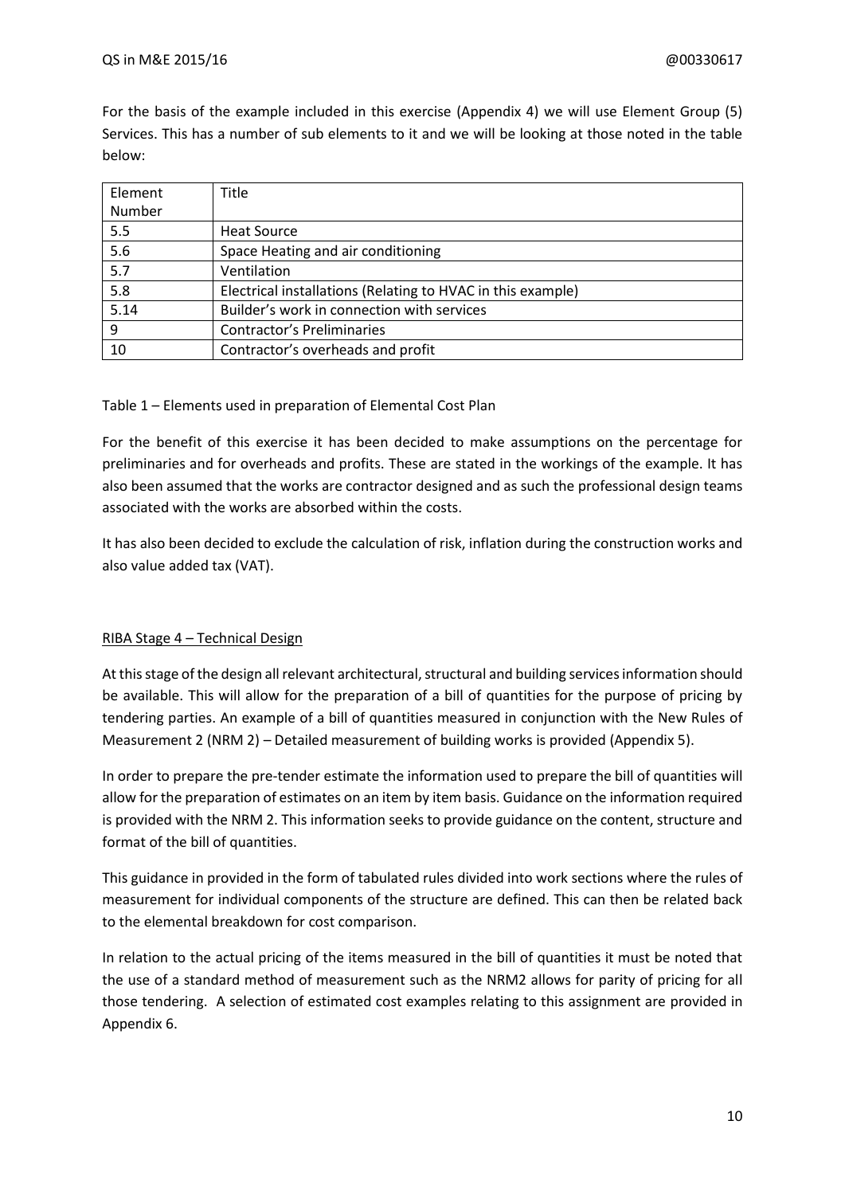For the basis of the example included in this exercise (Appendix 4) we will use Element Group (5) Services. This has a number of sub elements to it and we will be looking at those noted in the table below:

| Element Number | Title |
|---|---|
| 5.5 | Heat Source |
| 5.6 | Space Heating and air conditioning |
| 5.7 | Ventilation |
| 5.8 | Electrical installations (Relating to HVAC in this example) |
| 5.14 | Builder's work in connection with services |
| 9 | Contractor's Preliminaries |
| 10 | Contractor's overheads and profit |

Table 1 – Elements used in preparation of Elemental Cost Plan

For the benefit of this exercise it has been decided to make assumptions on the percentage for preliminaries and for overheads and profits. These are stated in the workings of the example. It has also been assumed that the works are contractor designed and as such the professional design teams associated with the works are absorbed within the costs.

It has also been decided to exclude the calculation of risk, inflation during the construction works and also value added tax (VAT).

## RIBA Stage 4 – Technical Design

At this stage of the design all relevant architectural, structural and building services information should be available. This will allow for the preparation of a bill of quantities for the purpose of pricing by tendering parties. An example of a bill of quantities measured in conjunction with the New Rules of Measurement 2 (NRM 2) – Detailed measurement of building works is provided (Appendix 5).

In order to prepare the pre-tender estimate the information used to prepare the bill of quantities will allow for the preparation of estimates on an item by item basis. Guidance on the information required is provided with the NRM 2. This information seeks to provide guidance on the content, structure and format of the bill of quantities.

This guidance in provided in the form of tabulated rules divided into work sections where the rules of measurement for individual components of the structure are defined. This can then be related back to the elemental breakdown for cost comparison.

In relation to the actual pricing of the items measured in the bill of quantities it must be noted that the use of a standard method of measurement such as the NRM2 allows for parity of pricing for all those tendering. A selection of estimated cost examples relating to this assignment are provided in Appendix 6.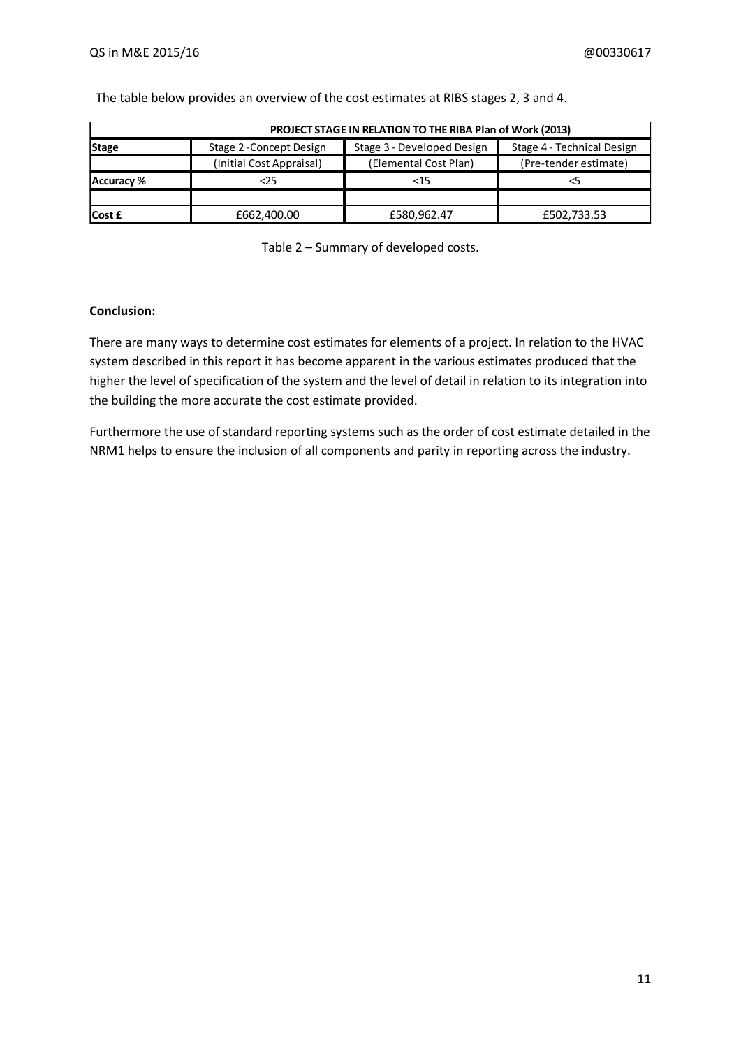The table below provides an overview of the cost estimates at RIBS stages 2, 3 and 4.

| | **PROJECT STAGE IN RELATION TO THE RIBA Plan of Work (2013)** | | |
|---|---|---|---|
| **Stage** | Stage 2 -Concept Design | Stage 3 - Developed Design | Stage 4 - Technical Design |
| | (Initial Cost Appraisal) | (Elemental Cost Plan) | (Pre-tender estimate) |
| **Accuracy %** | <25 | <15 | <5 |
| | | | |
| **Cost £** | £662,400.00 | £580,962.47 | £502,733.53 |

Table 2 – Summary of developed costs.

**Conclusion:**

There are many ways to determine cost estimates for elements of a project. In relation to the HVAC system described in this report it has become apparent in the various estimates produced that the higher the level of specification of the system and the level of detail in relation to its integration into the building the more accurate the cost estimate provided.

Furthermore the use of standard reporting systems such as the order of cost estimate detailed in the NRM1 helps to ensure the inclusion of all components and parity in reporting across the industry.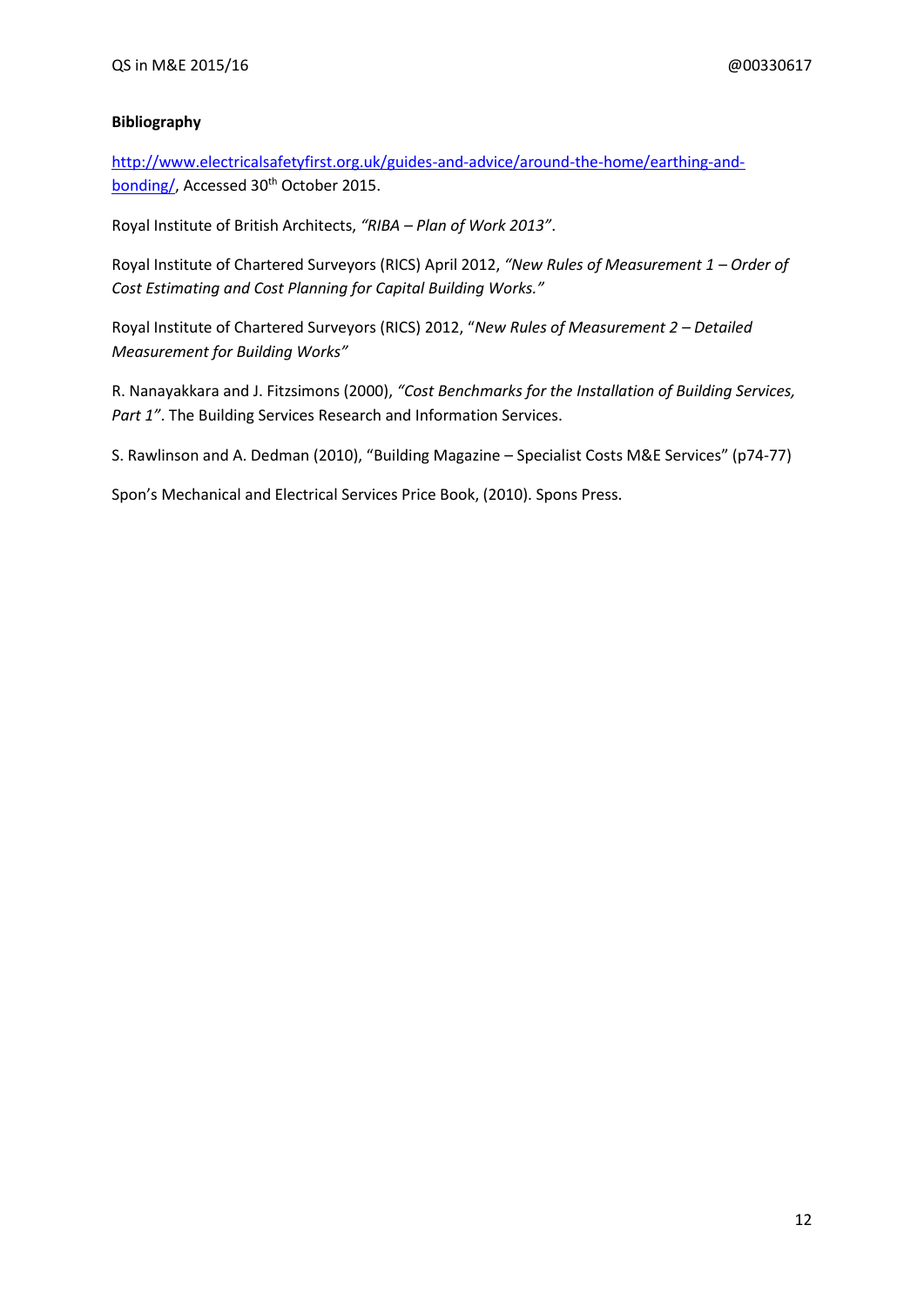**Bibliography**

[http://www.electricalsafetyfirst.org.uk/guides-and-advice/around-the-home/earthing-and-bonding/](http://www.electricalsafetyfirst.org.uk/guides-and-advice/around-the-home/earthing-and-bonding/), Accessed 30th October 2015.

Royal Institute of British Architects, *"RIBA – Plan of Work 2013"*.

Royal Institute of Chartered Surveyors (RICS) April 2012, *"New Rules of Measurement 1 – Order of Cost Estimating and Cost Planning for Capital Building Works."*

Royal Institute of Chartered Surveyors (RICS) 2012, "*New Rules of Measurement 2 – Detailed Measurement for Building Works"*

R. Nanayakkara and J. Fitzsimons (2000), *"Cost Benchmarks for the Installation of Building Services, Part 1"*. The Building Services Research and Information Services.

S. Rawlinson and A. Dedman (2010), "Building Magazine – Specialist Costs M&E Services" (p74-77)

Spon's Mechanical and Electrical Services Price Book, (2010). Spons Press.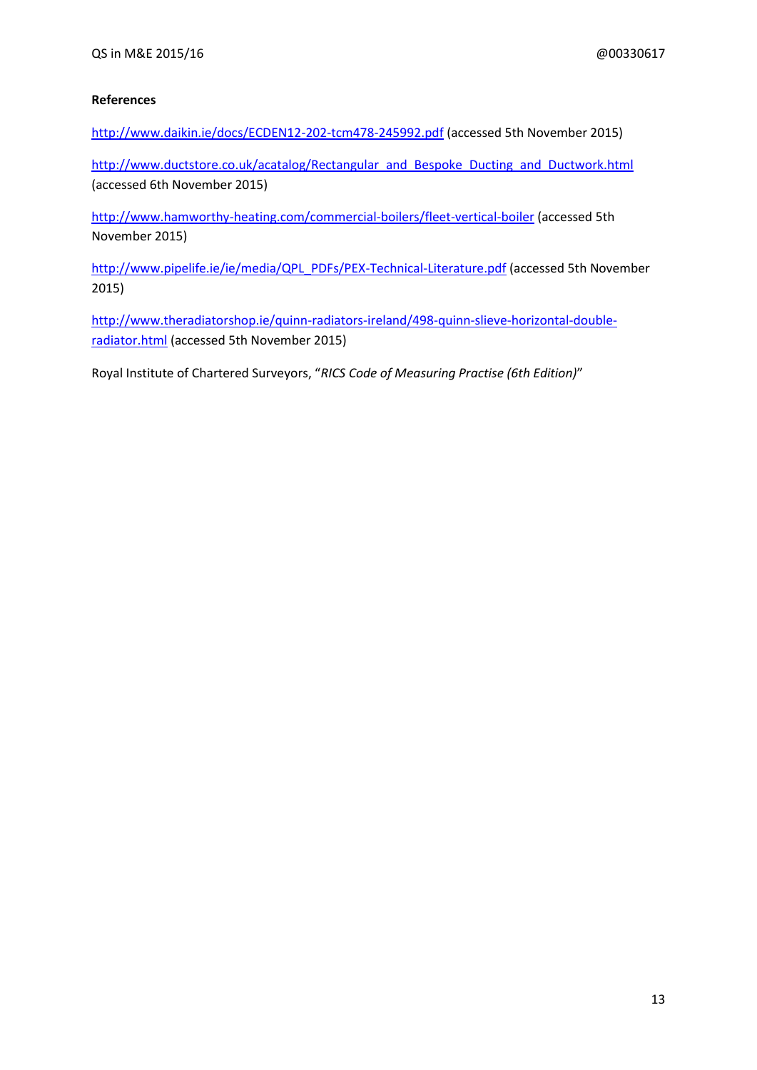**References**

http://www.daikin.ie/docs/ECDEN12-202-tcm478-245992.pdf (accessed 5th November 2015)

http://www.ductstore.co.uk/acatalog/Rectangular_and_Bespoke_Ducting_and_Ductwork.html (accessed 6th November 2015)

http://www.hamworthy-heating.com/commercial-boilers/fleet-vertical-boiler (accessed 5th November 2015)

http://www.pipelife.ie/ie/media/QPL_PDFs/PEX-Technical-Literature.pdf (accessed 5th November 2015)

http://www.theradiatorshop.ie/quinn-radiators-ireland/498-quinn-slieve-horizontal-double-radiator.html (accessed 5th November 2015)

Royal Institute of Chartered Surveyors, "*RICS Code of Measuring Practise (6th Edition)*"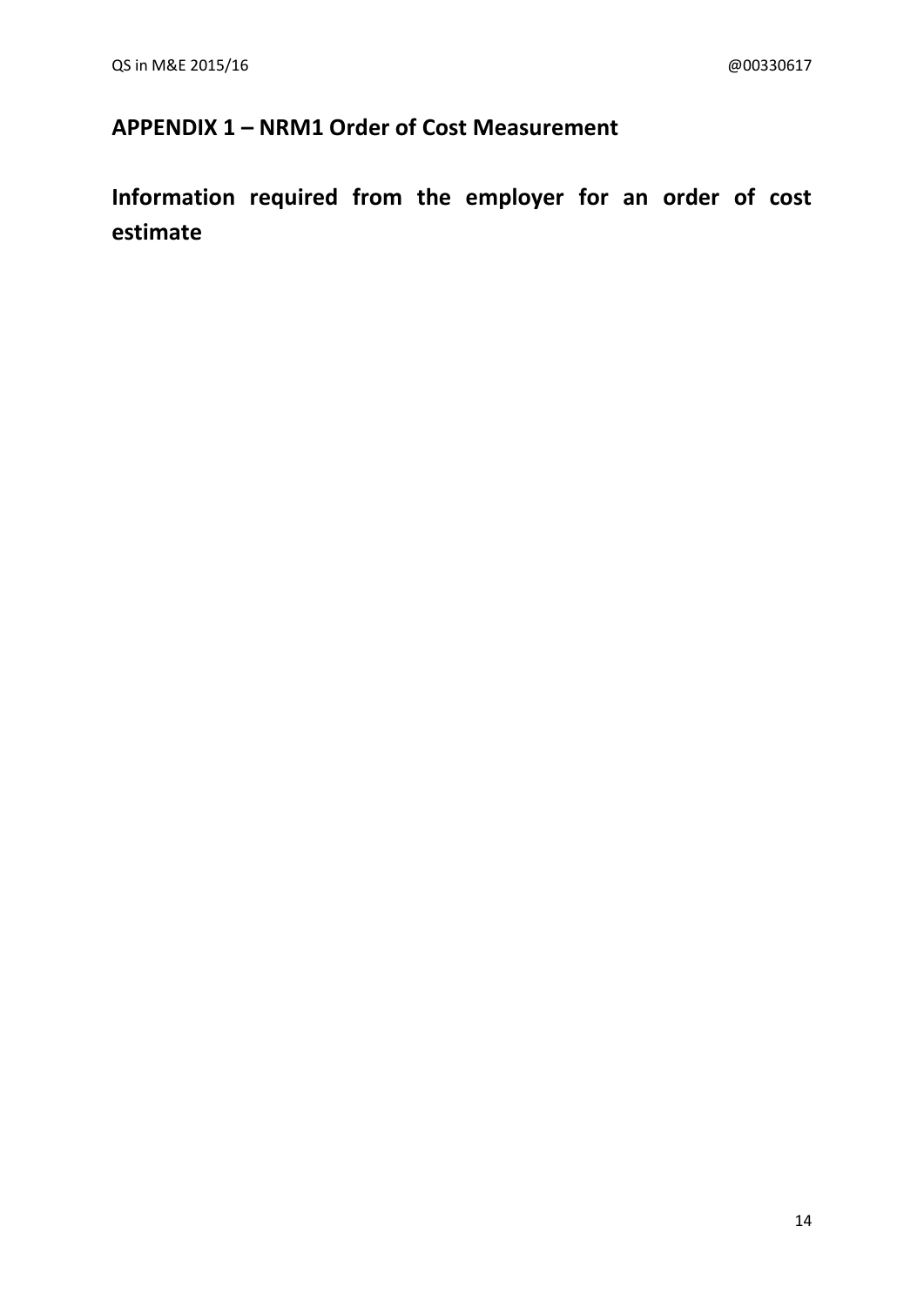## APPENDIX 1 – NRM1 Order of Cost Measurement

# Information required from the employer for an order of cost estimate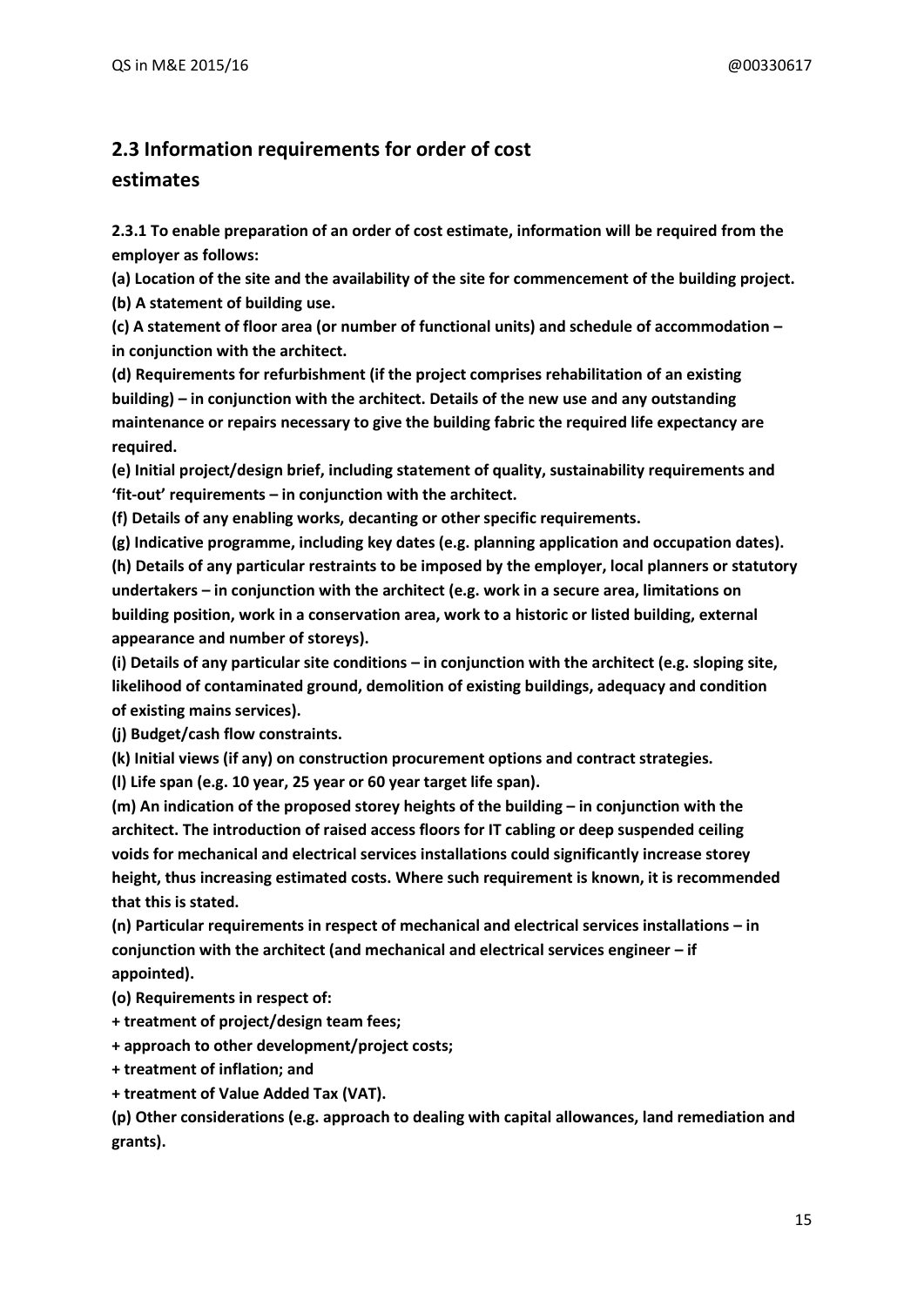## 2.3 Information requirements for order of cost estimates

**2.3.1 To enable preparation of an order of cost estimate, information will be required from the employer as follows:**

**(a) Location of the site and the availability of the site for commencement of the building project.**

**(b) A statement of building use.**

**(c) A statement of floor area (or number of functional units) and schedule of accommodation – in conjunction with the architect.**

**(d) Requirements for refurbishment (if the project comprises rehabilitation of an existing building) – in conjunction with the architect. Details of the new use and any outstanding maintenance or repairs necessary to give the building fabric the required life expectancy are required.**

**(e) Initial project/design brief, including statement of quality, sustainability requirements and 'fit-out' requirements – in conjunction with the architect.**

**(f) Details of any enabling works, decanting or other specific requirements.**

**(g) Indicative programme, including key dates (e.g. planning application and occupation dates).**

**(h) Details of any particular restraints to be imposed by the employer, local planners or statutory undertakers – in conjunction with the architect (e.g. work in a secure area, limitations on building position, work in a conservation area, work to a historic or listed building, external appearance and number of storeys).**

**(i) Details of any particular site conditions – in conjunction with the architect (e.g. sloping site, likelihood of contaminated ground, demolition of existing buildings, adequacy and condition of existing mains services).**

**(j) Budget/cash flow constraints.**

**(k) Initial views (if any) on construction procurement options and contract strategies.**

**(l) Life span (e.g. 10 year, 25 year or 60 year target life span).**

**(m) An indication of the proposed storey heights of the building – in conjunction with the architect. The introduction of raised access floors for IT cabling or deep suspended ceiling voids for mechanical and electrical services installations could significantly increase storey height, thus increasing estimated costs. Where such requirement is known, it is recommended that this is stated.**

**(n) Particular requirements in respect of mechanical and electrical services installations – in conjunction with the architect (and mechanical and electrical services engineer – if appointed).**

**(o) Requirements in respect of:**

**+ treatment of project/design team fees;**

**+ approach to other development/project costs;**

**+ treatment of inflation; and**

**+ treatment of Value Added Tax (VAT).**

**(p) Other considerations (e.g. approach to dealing with capital allowances, land remediation and grants).**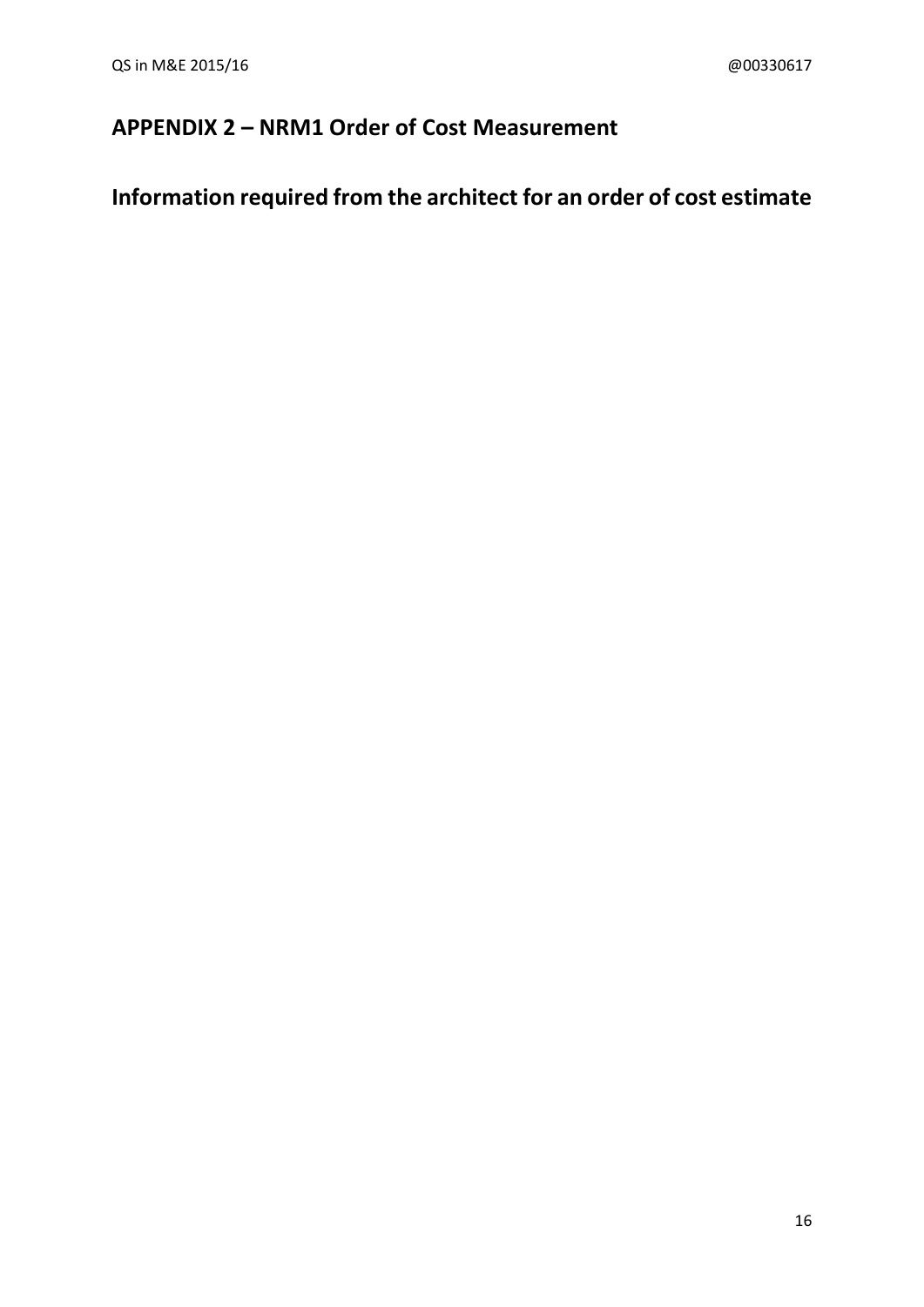## APPENDIX 2 – NRM1 Order of Cost Measurement

# Information required from the architect for an order of cost estimate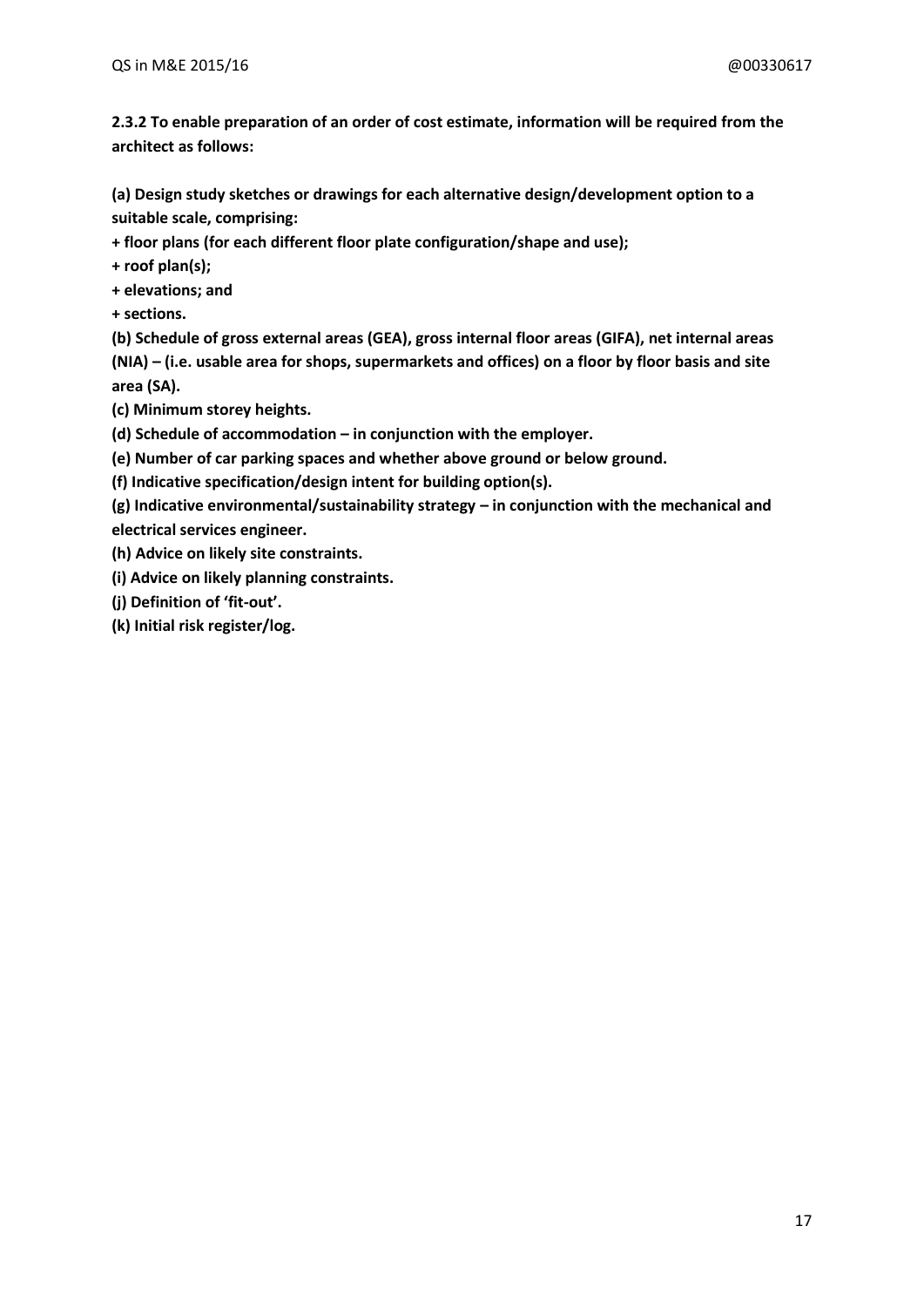**2.3.2 To enable preparation of an order of cost estimate, information will be required from the architect as follows:**

**(a) Design study sketches or drawings for each alternative design/development option to a suitable scale, comprising:**

**+ floor plans (for each different floor plate configuration/shape and use);**

**+ roof plan(s);**

**+ elevations; and**

**+ sections.**

**(b) Schedule of gross external areas (GEA), gross internal floor areas (GIFA), net internal areas (NIA) – (i.e. usable area for shops, supermarkets and offices) on a floor by floor basis and site area (SA).**

**(c) Minimum storey heights.**

**(d) Schedule of accommodation – in conjunction with the employer.**

**(e) Number of car parking spaces and whether above ground or below ground.**

**(f) Indicative specification/design intent for building option(s).**

**(g) Indicative environmental/sustainability strategy – in conjunction with the mechanical and electrical services engineer.**

**(h) Advice on likely site constraints.**

**(i) Advice on likely planning constraints.**

**(j) Definition of 'fit-out'.**

**(k) Initial risk register/log.**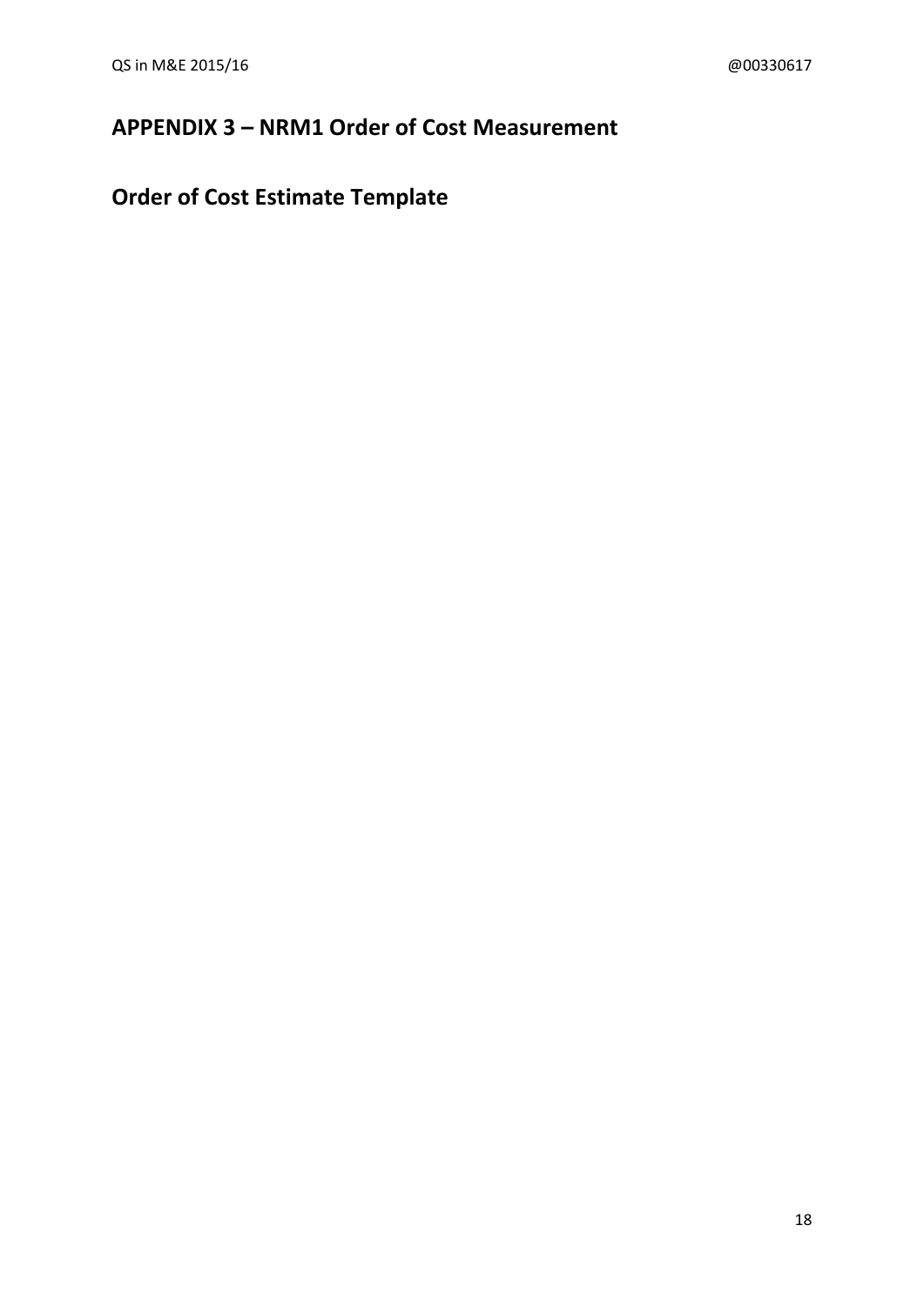## APPENDIX 3 – NRM1 Order of Cost Measurement

## Order of Cost Estimate Template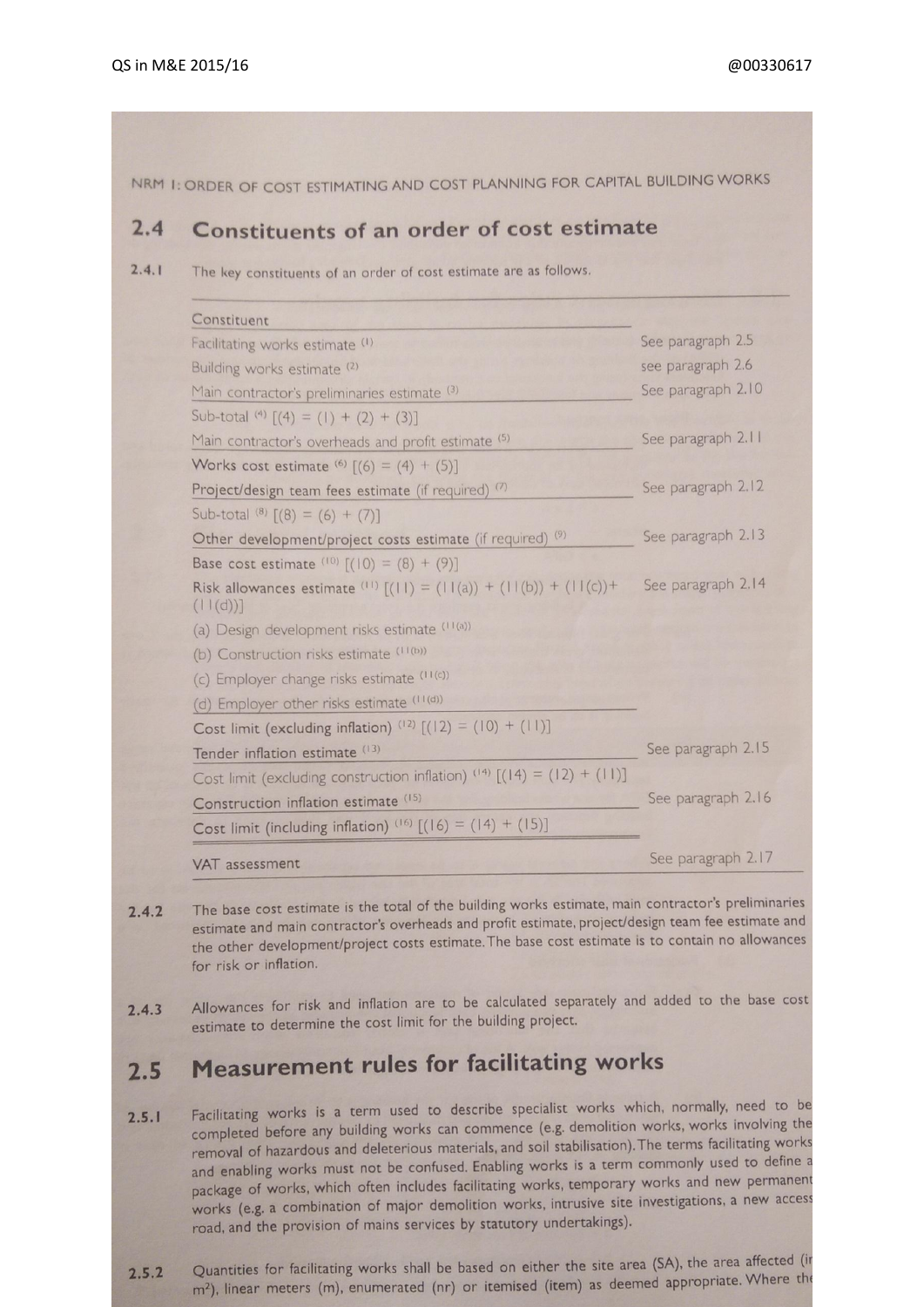NRM 1: ORDER OF COST ESTIMATING AND COST PLANNING FOR CAPITAL BUILDING WORKS

## 2.4 Constituents of an order of cost estimate

**2.4.1** The key constituents of an order of cost estimate are as follows.

| Constituent | |
|---|---|
| Facilitating works estimate (1) | See paragraph 2.5 |
| Building works estimate (2) | see paragraph 2.6 |
| Main contractor's preliminaries estimate (3) | See paragraph 2.10 |
| Sub-total (4) [(4) = (1) + (2) + (3)] | |
| Main contractor's overheads and profit estimate (5) | See paragraph 2.11 |
| Works cost estimate (6) [(6) = (4) + (5)] | |
| Project/design team fees estimate (if required) (7) | See paragraph 2.12 |
| Sub-total (8) [(8) = (6) + (7)] | |
| Other development/project costs estimate (if required) (9) | See paragraph 2.13 |
| Base cost estimate (10) [(10) = (8) + (9)] | |
| Risk allowances estimate (11) [(11) = (11(a)) + (11(b)) + (11(c))+ (11(d))] | See paragraph 2.14 |
| (a) Design development risks estimate (11(a)) | |
| (b) Construction risks estimate (11(b)) | |
| (c) Employer change risks estimate (11(c)) | |
| (d) Employer other risks estimate (11(d)) | |
| Cost limit (excluding inflation) (12) [(12) = (10) + (11)] | |
| Tender inflation estimate (13) | See paragraph 2.15 |
| Cost limit (excluding construction inflation) (14) [(14) = (12) + (11)] | |
| Construction inflation estimate (15) | See paragraph 2.16 |
| Cost limit (including inflation) (16) [(16) = (14) + (15)] | |
| VAT assessment | See paragraph 2.17 |

**2.4.2** The base cost estimate is the total of the building works estimate, main contractor's preliminaries estimate and main contractor's overheads and profit estimate, project/design team fee estimate and the other development/project costs estimate. The base cost estimate is to contain no allowances for risk or inflation.

**2.4.3** Allowances for risk and inflation are to be calculated separately and added to the base cost estimate to determine the cost limit for the building project.

## 2.5 Measurement rules for facilitating works

**2.5.1** Facilitating works is a term used to describe specialist works which, normally, need to be completed before any building works can commence (e.g. demolition works, works involving the removal of hazardous and deleterious materials, and soil stabilisation). The terms facilitating works and enabling works must not be confused. Enabling works is a term commonly used to define a package of works, which often includes facilitating works, temporary works and new permanent works (e.g. a combination of major demolition works, intrusive site investigations, a new access road, and the provision of mains services by statutory undertakings).

**2.5.2** Quantities for facilitating works shall be based on either the site area (SA), the area affected (in m$^2$), linear meters (m), enumerated (nr) or itemised (item) as deemed appropriate. Where the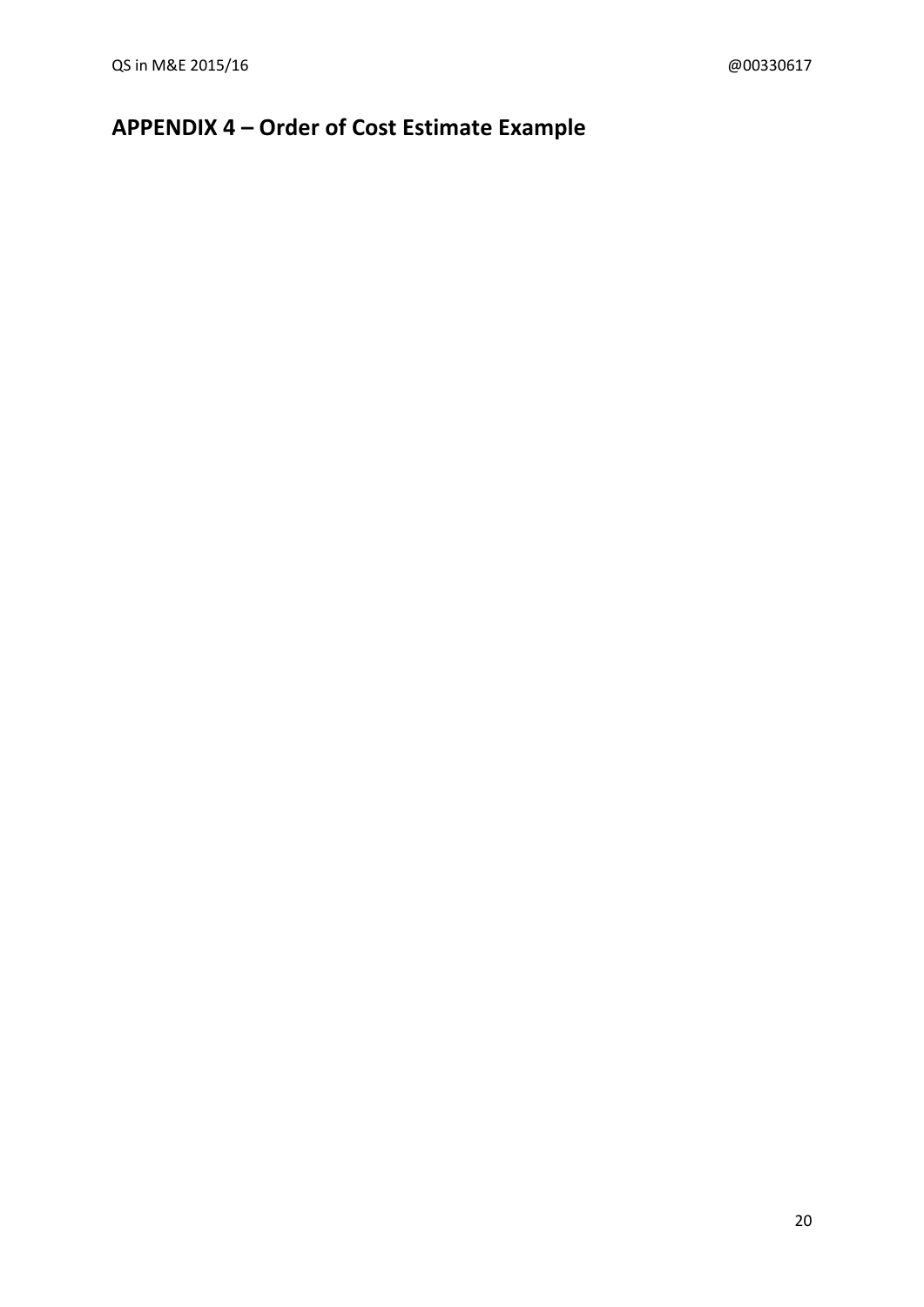# APPENDIX 4 – Order of Cost Estimate Example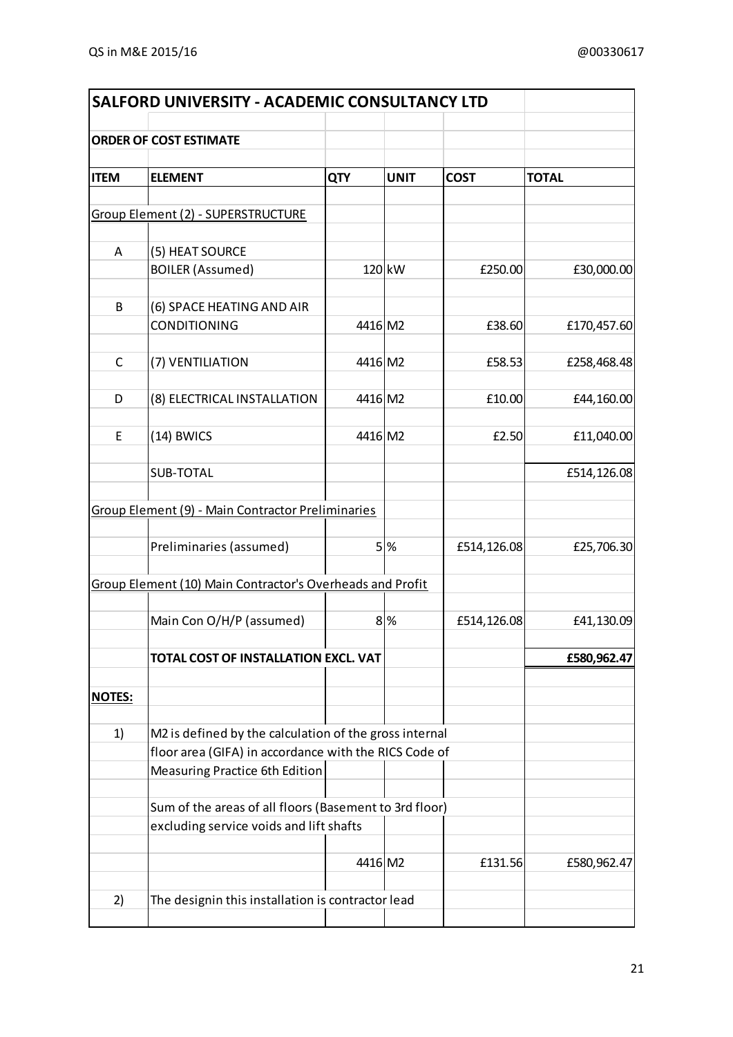| **SALFORD UNIVERSITY - ACADEMIC CONSULTANCY LTD** | | | | | |
|---|---|---|---|---|---|
| **ORDER OF COST ESTIMATE** | | | | | |
| **ITEM** | **ELEMENT** | **QTY** | **UNIT** | **COST** | **TOTAL** |
| Group Element (2) - SUPERSTRUCTURE | | | | | |
| A | (5) HEAT SOURCE | | | | |
| | BOILER (Assumed) | 120 | kW | £250.00 | £30,000.00 |
| B | (6) SPACE HEATING AND AIR | | | | |
| | CONDITIONING | 4416 | M2 | £38.60 | £170,457.60 |
| C | (7) VENTILIATION | 4416 | M2 | £58.53 | £258,468.48 |
| D | (8) ELECTRICAL INSTALLATION | 4416 | M2 | £10.00 | £44,160.00 |
| E | (14) BWICS | 4416 | M2 | £2.50 | £11,040.00 |
| | SUB-TOTAL | | | | £514,126.08 |
| Group Element (9) - Main Contractor Preliminaries | | | | | |
| | Preliminaries (assumed) | 5 | % | £514,126.08 | £25,706.30 |
| Group Element (10) Main Contractor's Overheads and Profit | | | | | |
| | Main Con O/H/P (assumed) | 8 | % | £514,126.08 | £41,130.09 |
| | **TOTAL COST OF INSTALLATION EXCL. VAT** | | | | **£580,962.47** |
| **NOTES:** | | | | | |
| 1) | M2 is defined by the calculation of the gross internal floor area (GIFA) in accordance with the RICS Code of Measuring Practice 6th Edition | | | | |
| | Sum of the areas of all floors (Basement to 3rd floor) excluding service voids and lift shafts | | | | |
| | | 4416 | M2 | £131.56 | £580,962.47 |
| 2) | The designin this installation is contractor lead | | | | |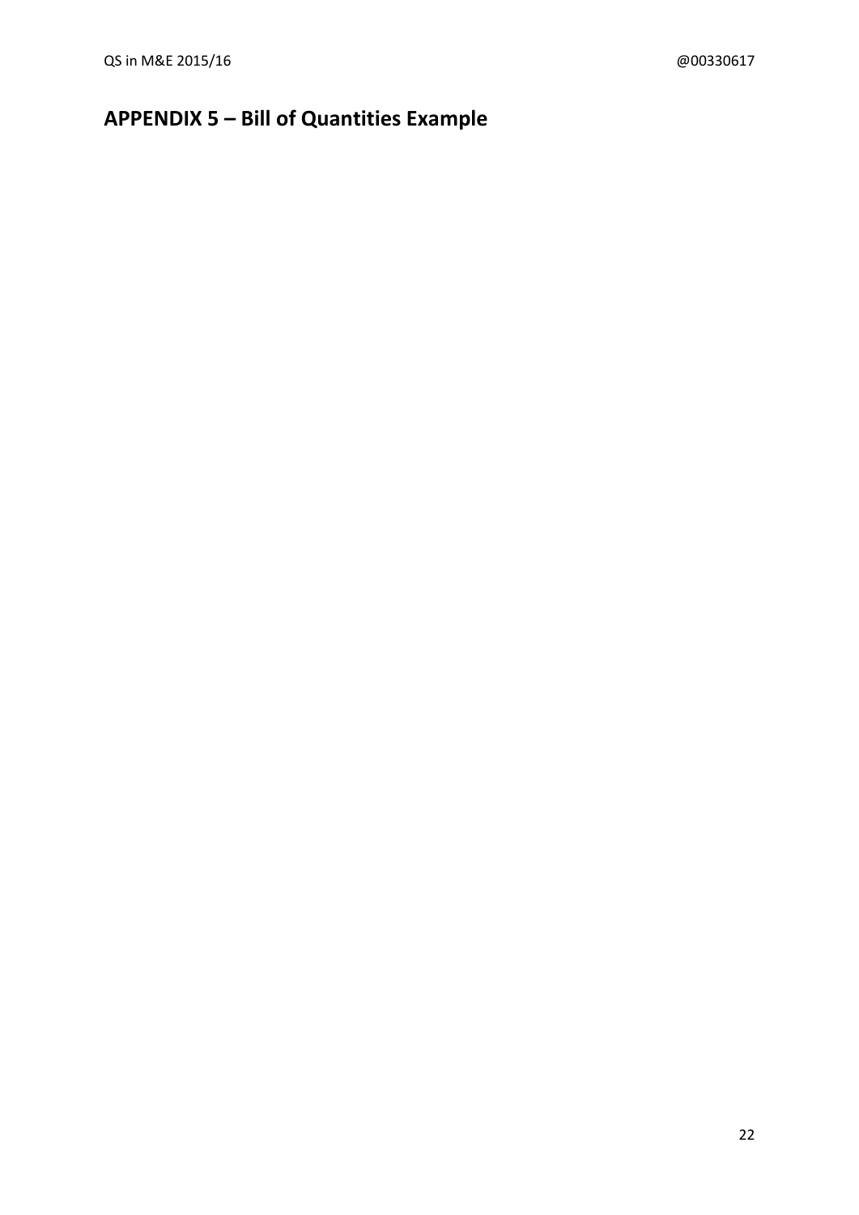# APPENDIX 5 – Bill of Quantities Example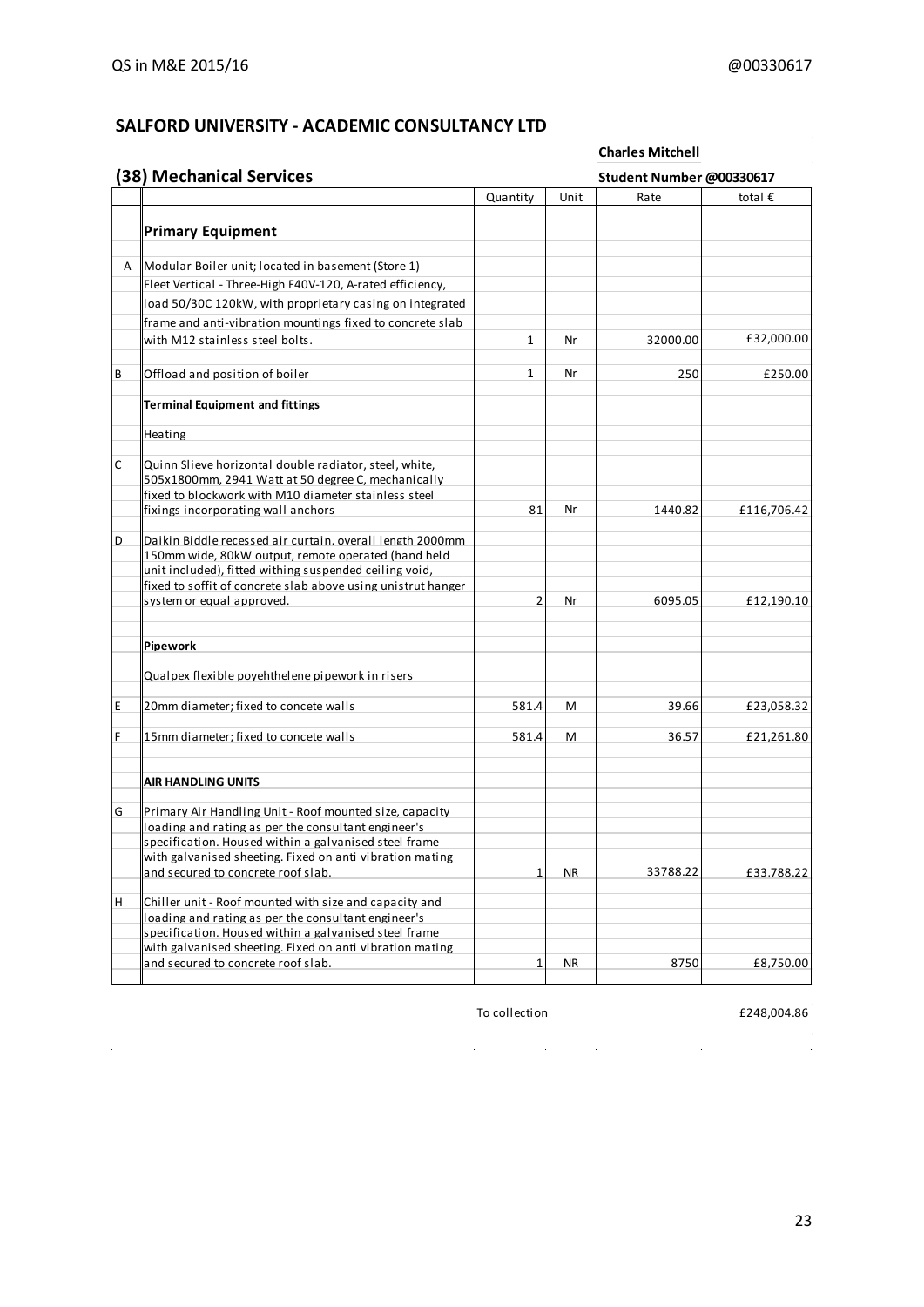## SALFORD UNIVERSITY - ACADEMIC CONSULTANCY LTD

**Charles Mitchell**

### (38) Mechanical Services

**Student Number @00330617**

| | | Quantity | Unit | Rate | total € |
|---|---|---|---|---|---|
| | **Primary Equipment** | | | | |
| A | Modular Boiler unit; located in basement (Store 1) Fleet Vertical - Three-High F40V-120, A-rated efficiency, load 50/30C 120kW, with proprietary casing on integrated frame and anti-vibration mountings fixed to concrete slab with M12 stainless steel bolts. | 1 | Nr | 32000.00 | £32,000.00 |
| B | Offload and position of boiler | 1 | Nr | 250 | £250.00 |
| | **Terminal Equipment and fittings** | | | | |
| | Heating | | | | |
| C | Quinn Slieve horizontal double radiator, steel, white, 505x1800mm, 2941 Watt at 50 degree C, mechanically fixed to blockwork with M10 diameter stainless steel fixings incorporating wall anchors | 81 | Nr | 1440.82 | £116,706.42 |
| D | Daikin Biddle recessed air curtain, overall length 2000mm 150mm wide, 80kW output, remote operated (hand held unit included), fitted withing suspended ceiling void, fixed to soffit of concrete slab above using unistrut hanger system or equal approved. | 2 | Nr | 6095.05 | £12,190.10 |
| | **Pipework** | | | | |
| | Qualpex flexible poyehthelene pipework in risers | | | | |
| E | 20mm diameter; fixed to concete walls | 581.4 | M | 39.66 | £23,058.32 |
| F | 15mm diameter; fixed to concete walls | 581.4 | M | 36.57 | £21,261.80 |
| | **AIR HANDLING UNITS** | | | | |
| G | Primary Air Handling Unit - Roof mounted size, capacity loading and rating as per the consultant engineer's specification. Housed within a galvanised steel frame with galvanised sheeting. Fixed on anti vibration mating and secured to concrete roof slab. | 1 | NR | 33788.22 | £33,788.22 |
| H | Chiller unit - Roof mounted with size and capacity and loading and rating as per the consultant engineer's specification. Housed within a galvanised steel frame with galvanised sheeting. Fixed on anti vibration mating and secured to concrete roof slab. | 1 | NR | 8750 | £8,750.00 |

To collection £248,004.86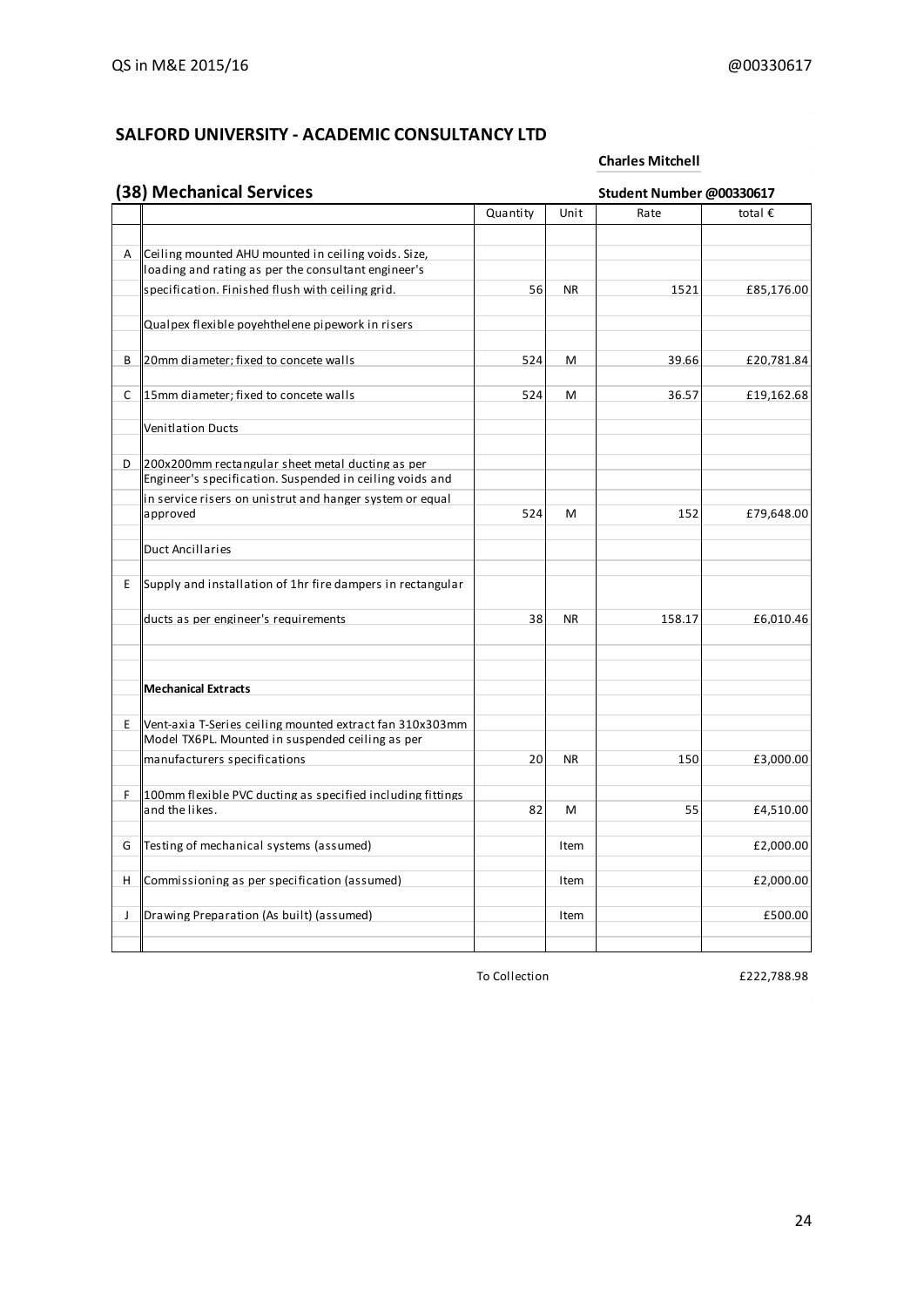## SALFORD UNIVERSITY - ACADEMIC CONSULTANCY LTD

**Charles Mitchell**

### (38) Mechanical Services

**Student Number @00330617**

| | | Quantity | Unit | Rate | total € |
|---|---|---|---|---|---|
| A | Ceiling mounted AHU mounted in ceiling voids. Size, loading and rating as per the consultant engineer's specification. Finished flush with ceiling grid. | 56 | NR | 1521 | £85,176.00 |
| | Qualpex flexible poyehthelene pipework in risers | | | | |
| B | 20mm diameter; fixed to concete walls | 524 | M | 39.66 | £20,781.84 |
| C | 15mm diameter; fixed to concete walls | 524 | M | 36.57 | £19,162.68 |
| | Venitlation Ducts | | | | |
| D | 200x200mm rectangular sheet metal ducting as per Engineer's specification. Suspended in ceiling voids and in service risers on unistrut and hanger system or equal approved | 524 | M | 152 | £79,648.00 |
| | Duct Ancillaries | | | | |
| E | Supply and installation of 1hr fire dampers in rectangular ducts as per engineer's requirements | 38 | NR | 158.17 | £6,010.46 |
| | **Mechanical Extracts** | | | | |
| E | Vent-axia T-Series ceiling mounted extract fan 310x303mm Model TX6PL. Mounted in suspended ceiling as per manufacturers specifications | 20 | NR | 150 | £3,000.00 |
| F | 100mm flexible PVC ducting as specified including fittings and the likes. | 82 | M | 55 | £4,510.00 |
| G | Testing of mechanical systems (assumed) | | Item | | £2,000.00 |
| H | Commissioning as per specification (assumed) | | Item | | £2,000.00 |
| J | Drawing Preparation (As built) (assumed) | | Item | | £500.00 |

To Collection £222,788.98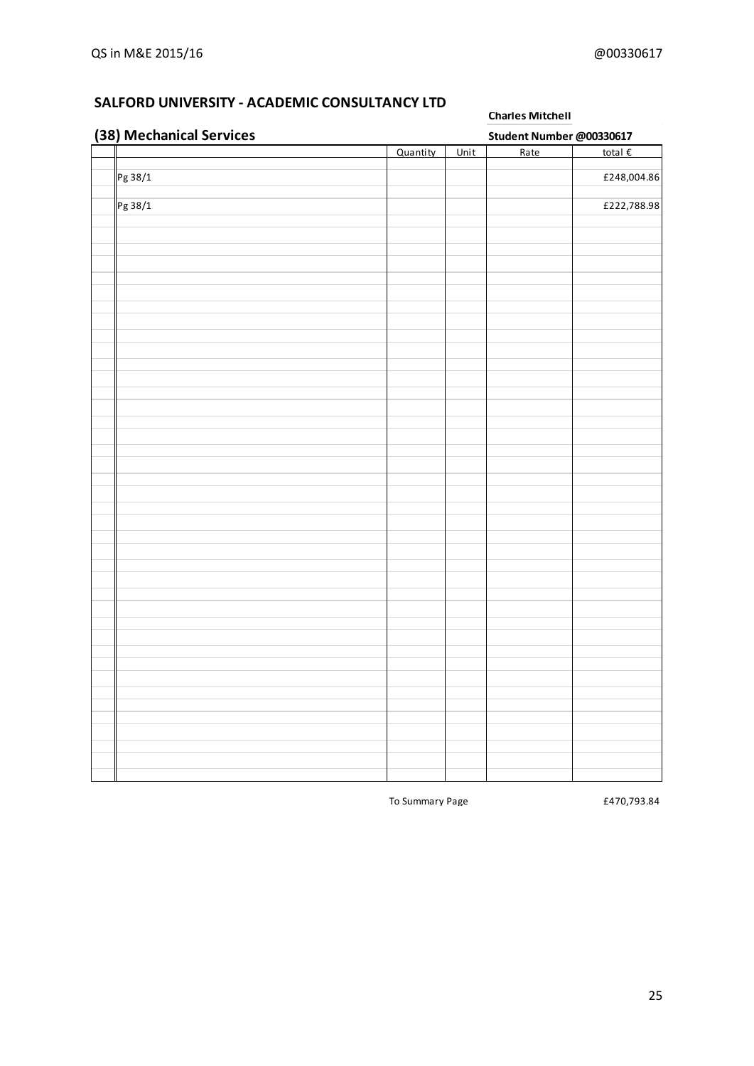## SALFORD UNIVERSITY - ACADEMIC CONSULTANCY LTD

**Charles Mitchell**

## (38) Mechanical Services

**Student Number @00330617**

| | | Quantity | Unit | Rate | total € |
|---|---|---|---|---|---|
| | Pg 38/1 | | | | £248,004.86 |
| | Pg 38/1 | | | | £222,788.98 |

To Summary Page £470,793.84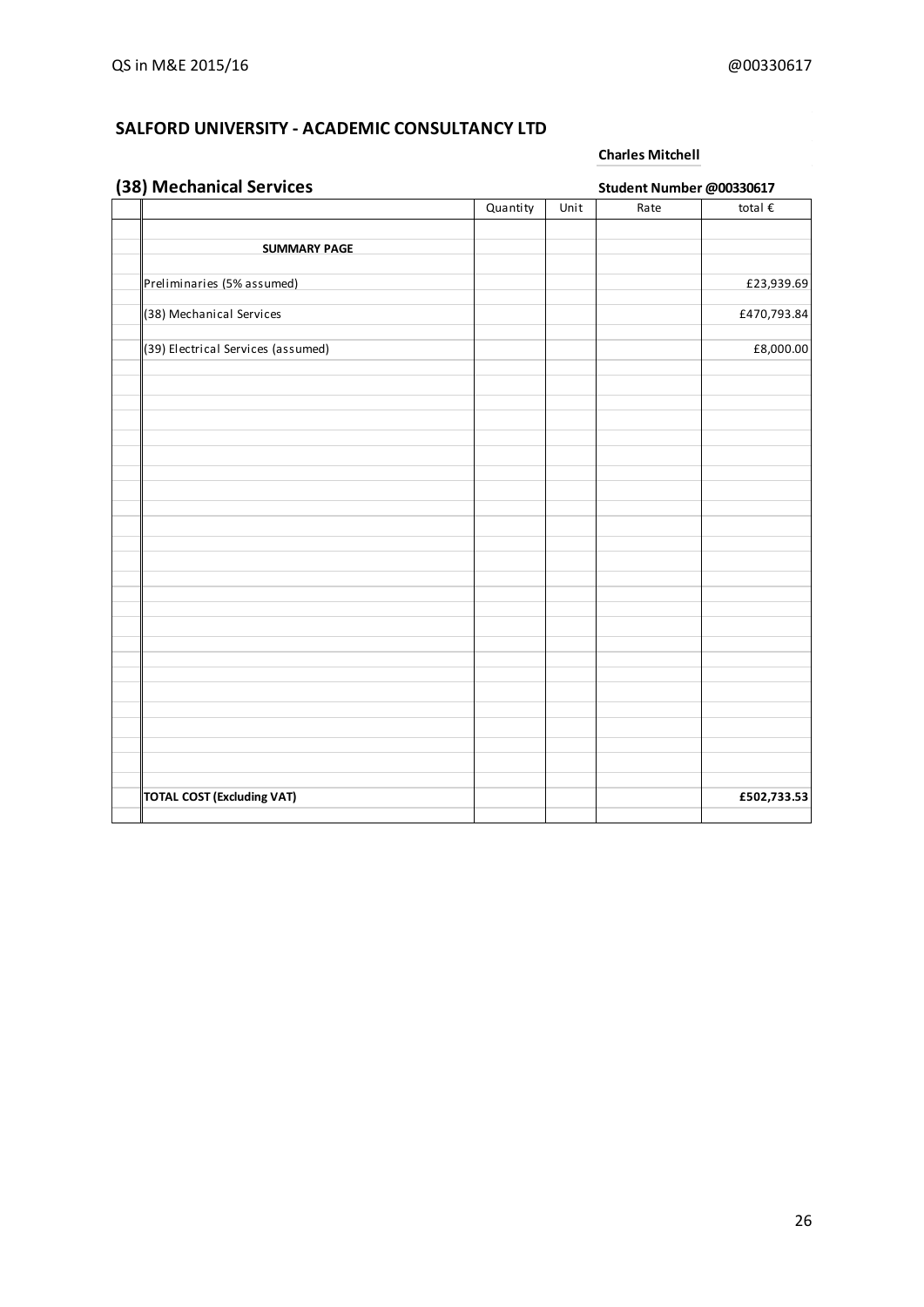## SALFORD UNIVERSITY - ACADEMIC CONSULTANCY LTD

**Charles Mitchell**

### (38) Mechanical Services

**Student Number @00330617**

| | | Quantity | Unit | Rate | total € |
|---|---|---|---|---|---|
| | **SUMMARY PAGE** | | | | |
| | Preliminaries (5% assumed) | | | | £23,939.69 |
| | (38) Mechanical Services | | | | £470,793.84 |
| | (39) Electrical Services (assumed) | | | | £8,000.00 |
| | **TOTAL COST (Excluding VAT)** | | | | **£502,733.53** |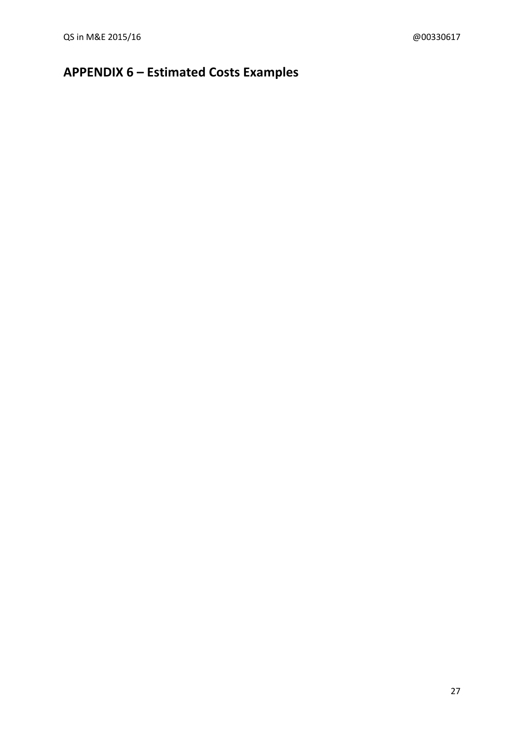## APPENDIX 6 – Estimated Costs Examples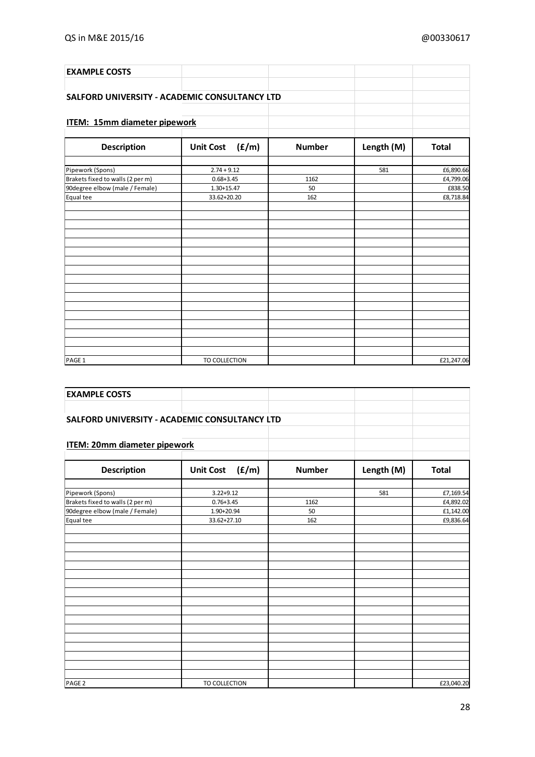**EXAMPLE COSTS**

**SALFORD UNIVERSITY - ACADEMIC CONSULTANCY LTD**

**ITEM: 15mm diameter pipework**

| Description | Unit Cost (£/m) | Number | Length (M) | Total |
|---|---|---|---|---|
| Pipework (Spons) | 2.74 + 9.12 | | 581 | £6,890.66 |
| Brakets fixed to walls (2 per m) | 0.68+3.45 | 1162 | | £4,799.06 |
| 90degree elbow (male / Female) | 1.30+15.47 | 50 | | £838.50 |
| Equal tee | 33.62+20.20 | 162 | | £8,718.84 |
| PAGE 1 | TO COLLECTION | | | £21,247.06 |

**EXAMPLE COSTS**

**SALFORD UNIVERSITY - ACADEMIC CONSULTANCY LTD**

**ITEM: 20mm diameter pipework**

| Description | Unit Cost (£/m) | Number | Length (M) | Total |
|---|---|---|---|---|
| Pipework (Spons) | 3.22+9.12 | | 581 | £7,169.54 |
| Brakets fixed to walls (2 per m) | 0.76+3.45 | 1162 | | £4,892.02 |
| 90degree elbow (male / Female) | 1.90+20.94 | 50 | | £1,142.00 |
| Equal tee | 33.62+27.10 | 162 | | £9,836.64 |
| PAGE 2 | TO COLLECTION | | | £23,040.20 |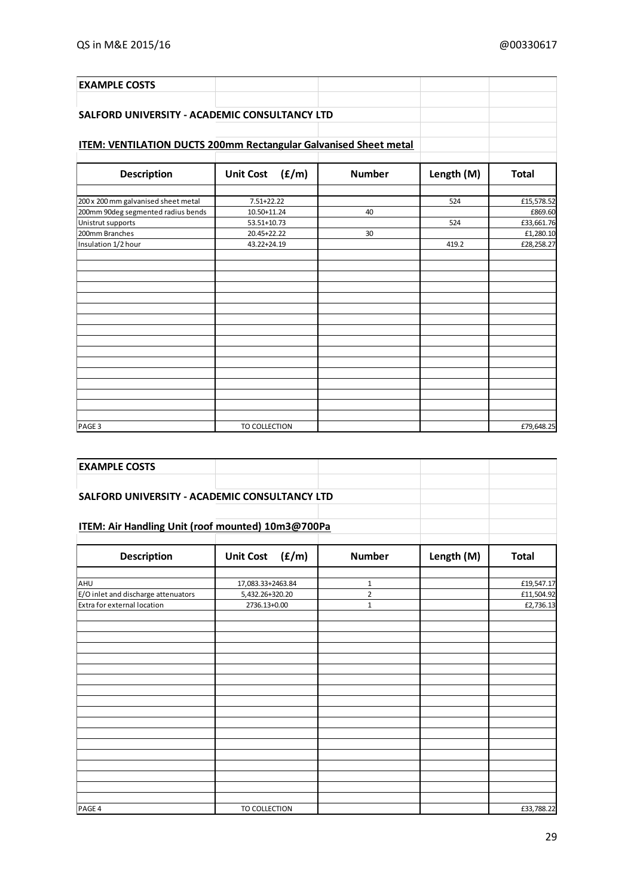**EXAMPLE COSTS**

**SALFORD UNIVERSITY - ACADEMIC CONSULTANCY LTD**

**ITEM: VENTILATION DUCTS 200mm Rectangular Galvanised Sheet metal**

| Description | Unit Cost (£/m) | Number | Length (M) | Total |
|---|---|---|---|---|
| 200 x 200 mm galvanised sheet metal | 7.51+22.22 | | 524 | £15,578.52 |
| 200mm 90deg segmented radius bends | 10.50+11.24 | 40 | | £869.60 |
| Unistrut supports | 53.51+10.73 | | 524 | £33,661.76 |
| 200mm Branches | 20.45+22.22 | 30 | | £1,280.10 |
| Insulation 1/2 hour | 43.22+24.19 | | 419.2 | £28,258.27 |
| PAGE 3 | TO COLLECTION | | | £79,648.25 |

**EXAMPLE COSTS**

**SALFORD UNIVERSITY - ACADEMIC CONSULTANCY LTD**

**ITEM: Air Handling Unit (roof mounted) 10m3@700Pa**

| Description | Unit Cost (£/m) | Number | Length (M) | Total |
|---|---|---|---|---|
| AHU | 17,083.33+2463.84 | 1 | | £19,547.17 |
| E/O inlet and discharge attenuators | 5,432.26+320.20 | 2 | | £11,504.92 |
| Extra for external location | 2736.13+0.00 | 1 | | £2,736.13 |
| PAGE 4 | TO COLLECTION | | | £33,788.22 |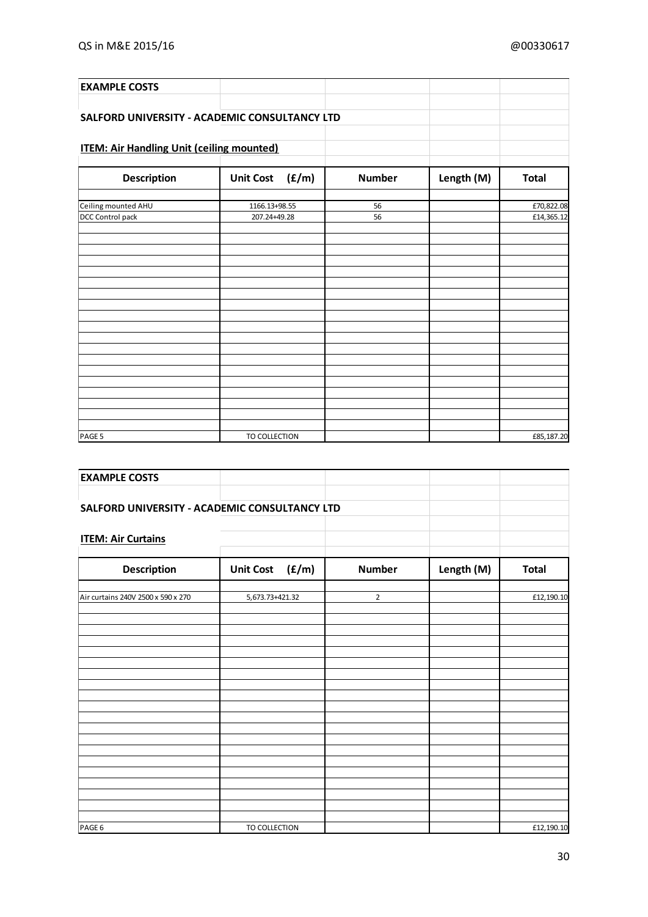**EXAMPLE COSTS**

**SALFORD UNIVERSITY - ACADEMIC CONSULTANCY LTD**

**ITEM: Air Handling Unit (ceiling mounted)**

| Description | Unit Cost (£/m) | Number | Length (M) | Total |
|---|---|---|---|---|
| Ceiling mounted AHU | 1166.13+98.55 | 56 | | £70,822.08 |
| DCC Control pack | 207.24+49.28 | 56 | | £14,365.12 |
| PAGE 5 | TO COLLECTION | | | £85,187.20 |

**EXAMPLE COSTS**

**SALFORD UNIVERSITY - ACADEMIC CONSULTANCY LTD**

**ITEM: Air Curtains**

| Description | Unit Cost (£/m) | Number | Length (M) | Total |
|---|---|---|---|---|
| Air curtains 240V 2500 x 590 x 270 | 5,673.73+421.32 | 2 | | £12,190.10 |
| PAGE 6 | TO COLLECTION | | | £12,190.10 |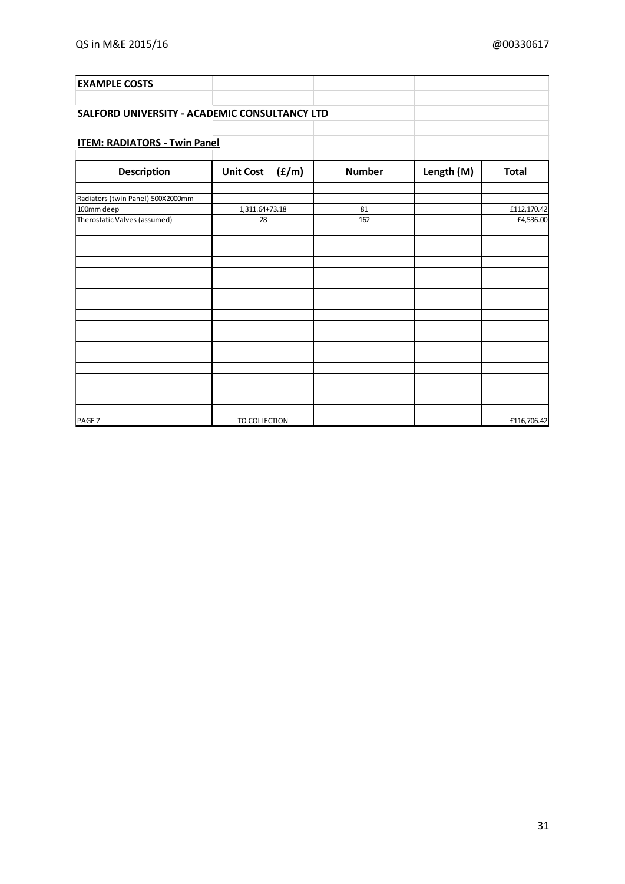**EXAMPLE COSTS**

**SALFORD UNIVERSITY - ACADEMIC CONSULTANCY LTD**

**ITEM: RADIATORS - Twin Panel**

| Description | Unit Cost (£/m) | Number | Length (M) | Total |
|---|---|---|---|---|
| Radiators (twin Panel) 500X2000mm | | | | |
| 100mm deep | 1,311.64+73.18 | 81 | | £112,170.42 |
| Therostatic Valves (assumed) | 28 | 162 | | £4,536.00 |
| PAGE 7 | TO COLLECTION | | | £116,706.42 |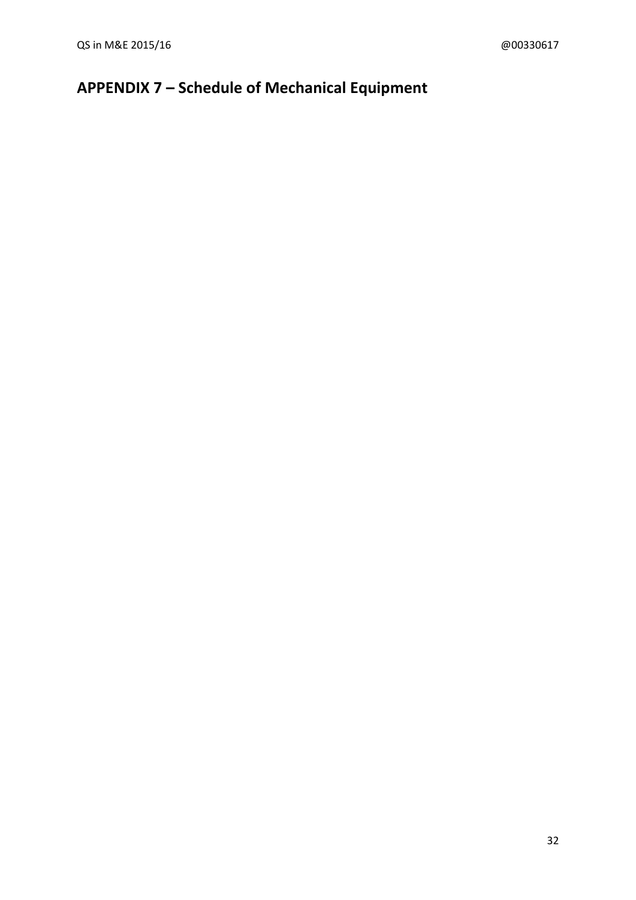# APPENDIX 7 – Schedule of Mechanical Equipment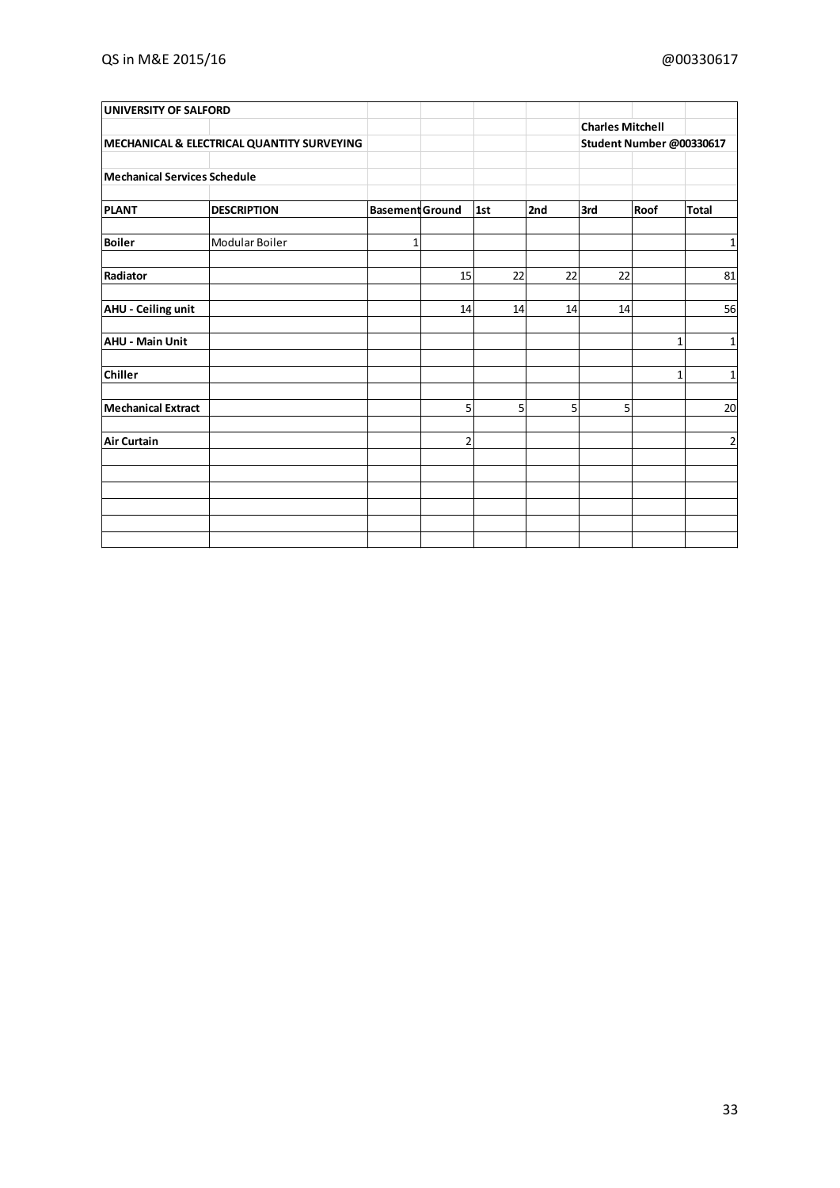| | | | | | | | | |
|---|---|---|---|---|---|---|---|---|
| **UNIVERSITY OF SALFORD** | | | | | | | | |
| | | | | | | **Charles Mitchell** | | |
| **MECHANICAL & ELECTRICAL QUANTITY SURVEYING** | | | | | | **Student Number @00330617** | | |
| **Mechanical Services Schedule** | | | | | | | | |
| **PLANT** | **DESCRIPTION** | **Basement** | **Ground** | **1st** | **2nd** | **3rd** | **Roof** | **Total** |
| **Boiler** | Modular Boiler | 1 | | | | | | 1 |
| **Radiator** | | | 15 | 22 | 22 | 22 | | 81 |
| **AHU - Ceiling unit** | | | 14 | 14 | 14 | 14 | | 56 |
| **AHU - Main Unit** | | | | | | | 1 | 1 |
| **Chiller** | | | | | | | 1 | 1 |
| **Mechanical Extract** | | | 5 | 5 | 5 | 5 | | 20 |
| **Air Curtain** | | | 2 | | | | | 2 |